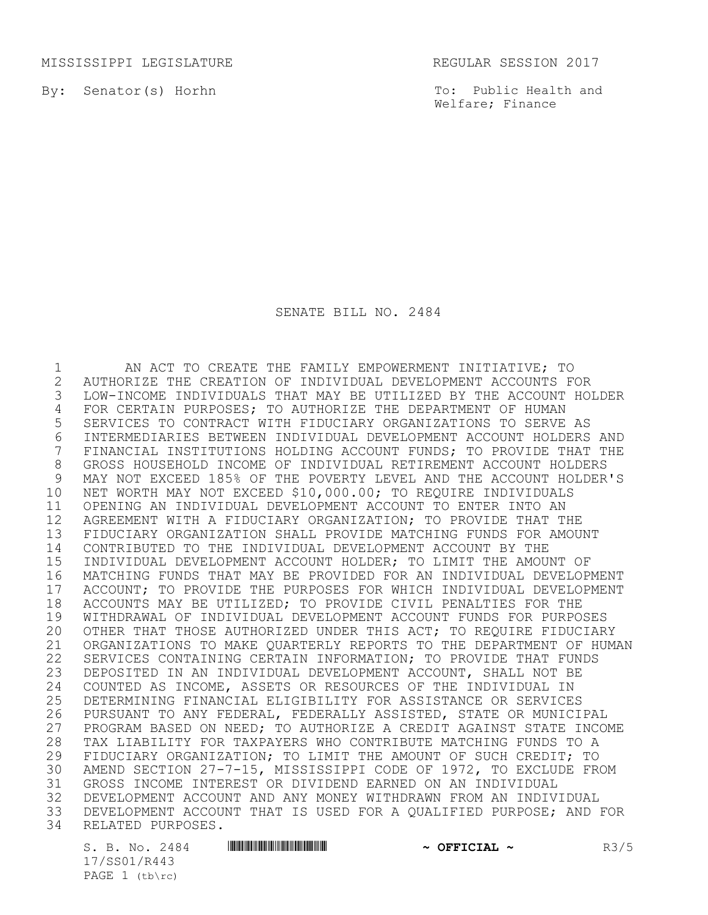MISSISSIPPI LEGISLATURE REGULAR SESSION 2017

By: Senator(s) Horhn

To: Public Health and Welfare; Finance

# SENATE BILL NO. 2484

AN ACT TO CREATE THE FAMILY EMPOWERMENT INITIATIVE; TO AUTHORIZE THE CREATION OF INDIVIDUAL DEVELOPMENT ACCOUNTS FOR LOW-INCOME INDIVIDUALS THAT MAY BE UTILIZED BY THE ACCOUNT HOLDER FOR CERTAIN PURPOSES; TO AUTHORIZE THE DEPARTMENT OF HUMAN SERVICES TO CONTRACT WITH FIDUCIARY ORGANIZATIONS TO SERVE AS INTERMEDIARIES BETWEEN INDIVIDUAL DEVELOPMENT ACCOUNT HOLDERS AND FINANCIAL INSTITUTIONS HOLDING ACCOUNT FUNDS; TO PROVIDE THAT THE GROSS HOUSEHOLD INCOME OF INDIVIDUAL RETIREMENT ACCOUNT HOLDERS MAY NOT EXCEED 185% OF THE POVERTY LEVEL AND THE ACCOUNT HOLDER'S NET WORTH MAY NOT EXCEED $10,000.00; TO REQUIRE INDIVIDUALS OPENING AN INDIVIDUAL DEVELOPMENT ACCOUNT TO ENTER INTO AN AGREEMENT WITH A FIDUCIARY ORGANIZATION; TO PROVIDE THAT THE FIDUCIARY ORGANIZATION SHALL PROVIDE MATCHING FUNDS FOR AMOUNT CONTRIBUTED TO THE INDIVIDUAL DEVELOPMENT ACCOUNT BY THE INDIVIDUAL DEVELOPMENT ACCOUNT HOLDER; TO LIMIT THE AMOUNT OF MATCHING FUNDS THAT MAY BE PROVIDED FOR AN INDIVIDUAL DEVELOPMENT ACCOUNT; TO PROVIDE THE PURPOSES FOR WHICH INDIVIDUAL DEVELOPMENT ACCOUNTS MAY BE UTILIZED; TO PROVIDE CIVIL PENALTIES FOR THE WITHDRAWAL OF INDIVIDUAL DEVELOPMENT ACCOUNT FUNDS FOR PURPOSES OTHER THAT THOSE AUTHORIZED UNDER THIS ACT; TO REQUIRE FIDUCIARY ORGANIZATIONS TO MAKE QUARTERLY REPORTS TO THE DEPARTMENT OF HUMAN SERVICES CONTAINING CERTAIN INFORMATION; TO PROVIDE THAT FUNDS DEPOSITED IN AN INDIVIDUAL DEVELOPMENT ACCOUNT, SHALL NOT BE COUNTED AS INCOME, ASSETS OR RESOURCES OF THE INDIVIDUAL IN DETERMINING FINANCIAL ELIGIBILITY FOR ASSISTANCE OR SERVICES PURSUANT TO ANY FEDERAL, FEDERALLY ASSISTED, STATE OR MUNICIPAL PROGRAM BASED ON NEED; TO AUTHORIZE A CREDIT AGAINST STATE INCOME TAX LIABILITY FOR TAXPAYERS WHO CONTRIBUTE MATCHING FUNDS TO A FIDUCIARY ORGANIZATION; TO LIMIT THE AMOUNT OF SUCH CREDIT; TO AMEND SECTION 27-7-15, MISSISSIPPI CODE OF 1972, TO EXCLUDE FROM GROSS INCOME INTEREST OR DIVIDEND EARNED ON AN INDIVIDUAL DEVELOPMENT ACCOUNT AND ANY MONEY WITHDRAWN FROM AN INDIVIDUAL DEVELOPMENT ACCOUNT THAT IS USED FOR A QUALIFIED PURPOSE; AND FOR RELATED PURPOSES.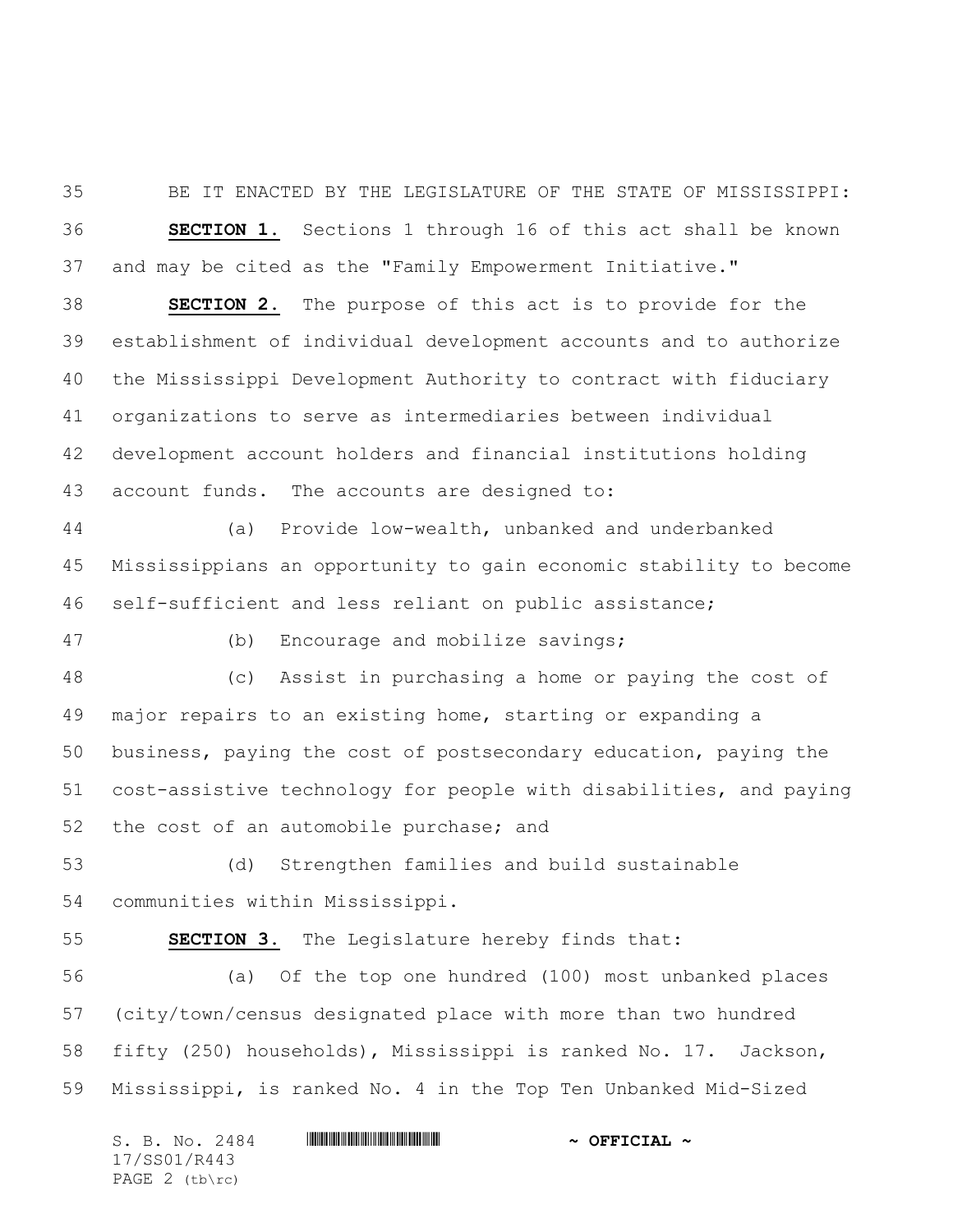BE IT ENACTED BY THE LEGISLATURE OF THE STATE OF MISSISSIPPI:

**SECTION 1.** Sections 1 through 16 of this act shall be known and may be cited as the "Family Empowerment Initiative."

**SECTION 2.** The purpose of this act is to provide for the establishment of individual development accounts and to authorize the Mississippi Development Authority to contract with fiduciary organizations to serve as intermediaries between individual development account holders and financial institutions holding account funds. The accounts are designed to:

(a) Provide low-wealth, unbanked and underbanked Mississippians an opportunity to gain economic stability to become self-sufficient and less reliant on public assistance;

(b) Encourage and mobilize savings;

(c) Assist in purchasing a home or paying the cost of major repairs to an existing home, starting or expanding a business, paying the cost of postsecondary education, paying the cost-assistive technology for people with disabilities, and paying the cost of an automobile purchase; and

(d) Strengthen families and build sustainable communities within Mississippi.

**SECTION 3.** The Legislature hereby finds that:

(a) Of the top one hundred (100) most unbanked places (city/town/census designated place with more than two hundred fifty (250) households), Mississippi is ranked No. 17. Jackson, Mississippi, is ranked No. 4 in the Top Ten Unbanked Mid-Sized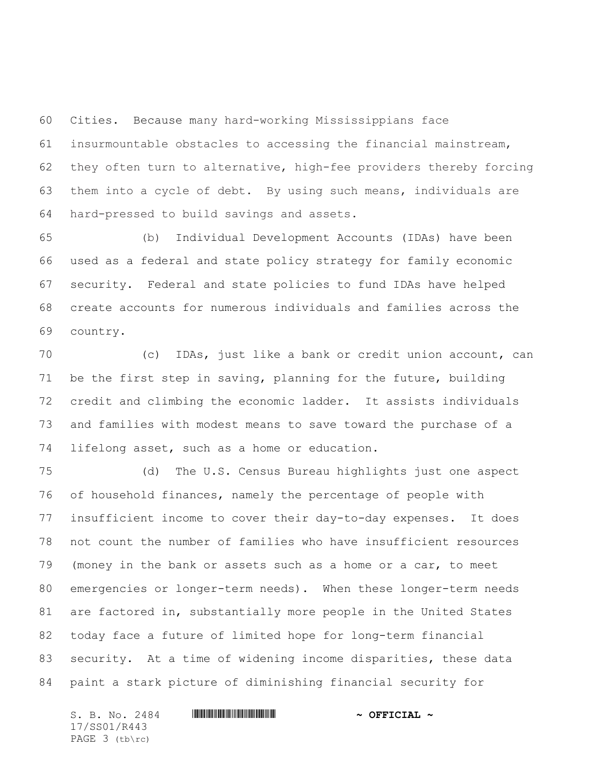Cities. Because many hard-working Mississippians face insurmountable obstacles to accessing the financial mainstream, they often turn to alternative, high-fee providers thereby forcing them into a cycle of debt. By using such means, individuals are hard-pressed to build savings and assets.

(b) Individual Development Accounts (IDAs) have been used as a federal and state policy strategy for family economic security. Federal and state policies to fund IDAs have helped create accounts for numerous individuals and families across the country.

(c) IDAs, just like a bank or credit union account, can be the first step in saving, planning for the future, building credit and climbing the economic ladder. It assists individuals and families with modest means to save toward the purchase of a lifelong asset, such as a home or education.

(d) The U.S. Census Bureau highlights just one aspect of household finances, namely the percentage of people with insufficient income to cover their day-to-day expenses. It does not count the number of families who have insufficient resources (money in the bank or assets such as a home or a car, to meet emergencies or longer-term needs). When these longer-term needs are factored in, substantially more people in the United States today face a future of limited hope for long-term financial security. At a time of widening income disparities, these data paint a stark picture of diminishing financial security for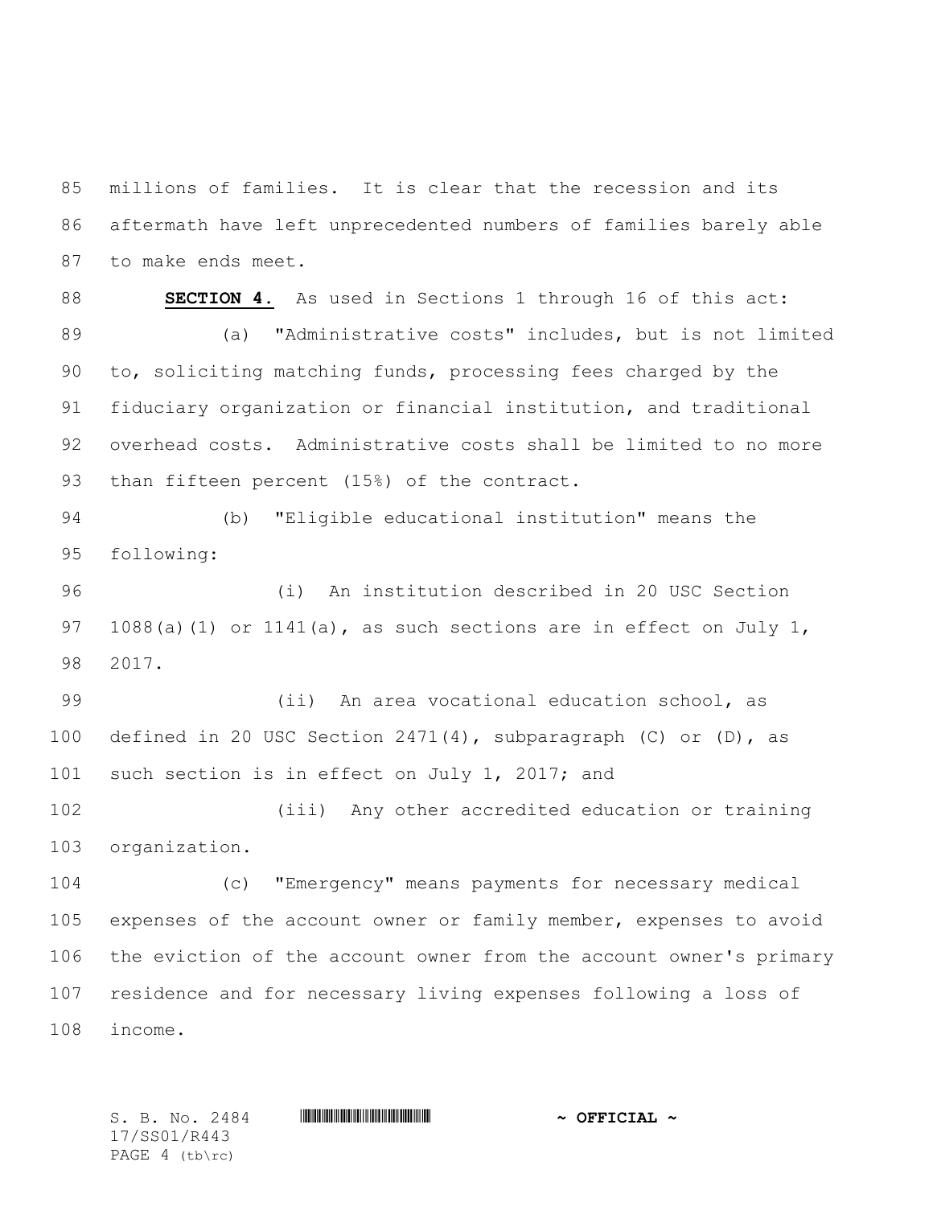millions of families. It is clear that the recession and its aftermath have left unprecedented numbers of families barely able to make ends meet.

**SECTION 4.** As used in Sections 1 through 16 of this act:

(a) "Administrative costs" includes, but is not limited to, soliciting matching funds, processing fees charged by the fiduciary organization or financial institution, and traditional overhead costs. Administrative costs shall be limited to no more than fifteen percent (15%) of the contract.

(b) "Eligible educational institution" means the following:

(i) An institution described in 20 USC Section 1088(a)(1) or 1141(a), as such sections are in effect on July 1, 2017.

(ii) An area vocational education school, as defined in 20 USC Section 2471(4), subparagraph (C) or (D), as such section is in effect on July 1, 2017; and

(iii) Any other accredited education or training organization.

(c) "Emergency" means payments for necessary medical expenses of the account owner or family member, expenses to avoid the eviction of the account owner from the account owner's primary residence and for necessary living expenses following a loss of income.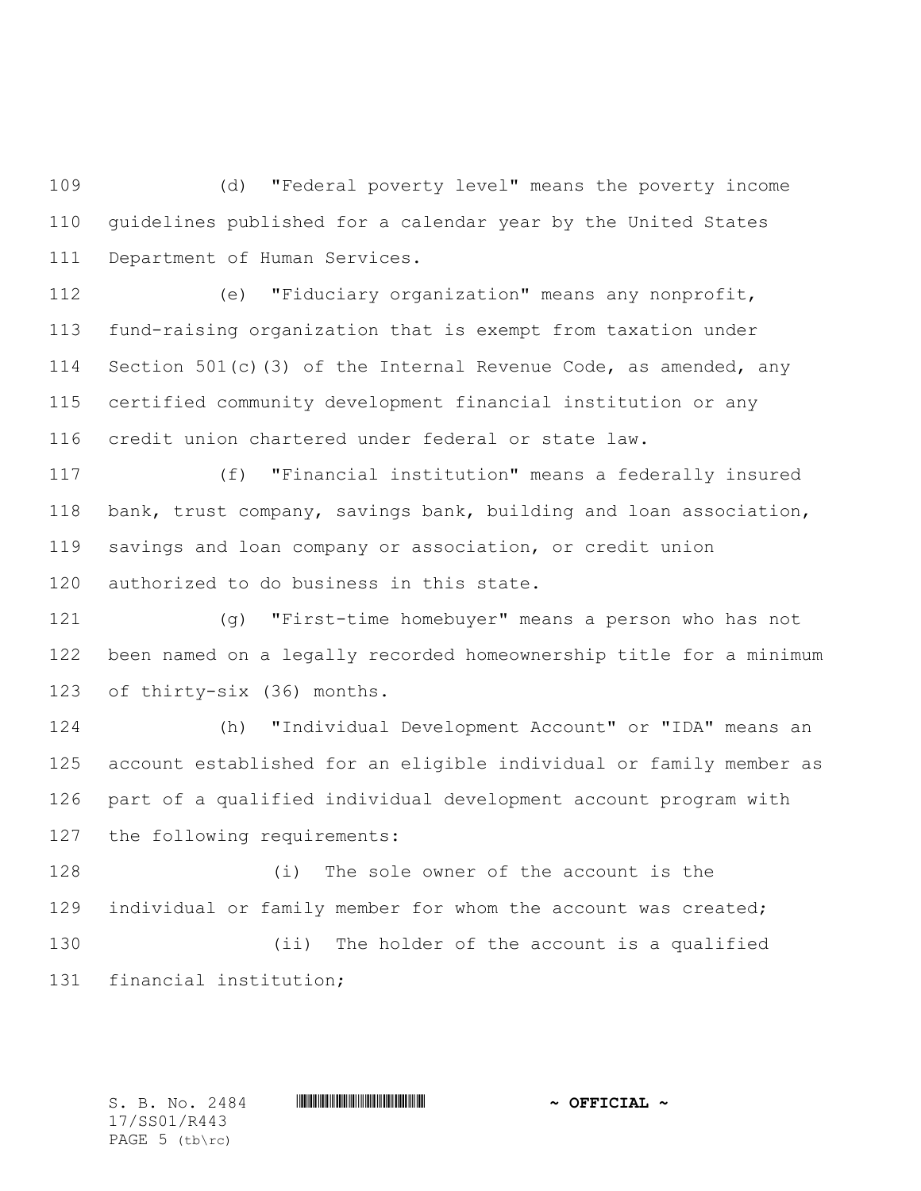(d) "Federal poverty level" means the poverty income guidelines published for a calendar year by the United States Department of Human Services.

(e) "Fiduciary organization" means any nonprofit, fund-raising organization that is exempt from taxation under Section 501(c)(3) of the Internal Revenue Code, as amended, any certified community development financial institution or any credit union chartered under federal or state law.

(f) "Financial institution" means a federally insured bank, trust company, savings bank, building and loan association, savings and loan company or association, or credit union authorized to do business in this state.

(g) "First-time homebuyer" means a person who has not been named on a legally recorded homeownership title for a minimum of thirty-six (36) months.

(h) "Individual Development Account" or "IDA" means an account established for an eligible individual or family member as part of a qualified individual development account program with the following requirements:

(i) The sole owner of the account is the individual or family member for whom the account was created;

(ii) The holder of the account is a qualified financial institution;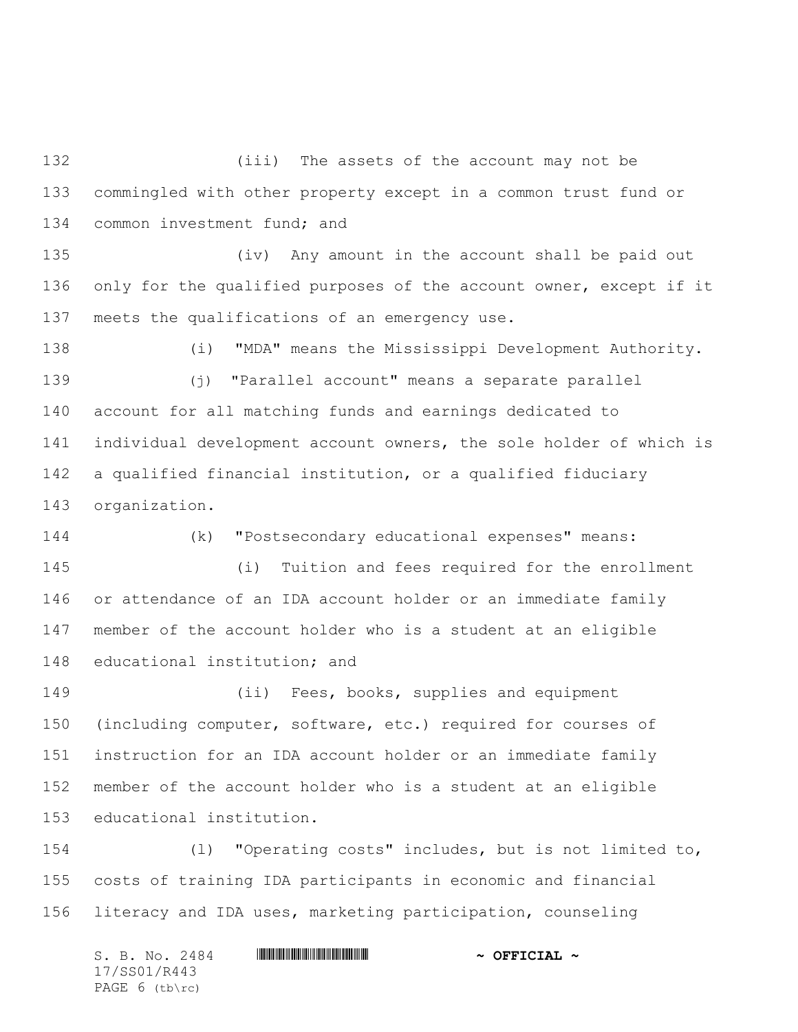(iii) The assets of the account may not be commingled with other property except in a common trust fund or common investment fund; and

(iv) Any amount in the account shall be paid out only for the qualified purposes of the account owner, except if it meets the qualifications of an emergency use.

(i) "MDA" means the Mississippi Development Authority.

(j) "Parallel account" means a separate parallel account for all matching funds and earnings dedicated to individual development account owners, the sole holder of which is a qualified financial institution, or a qualified fiduciary organization.

(k) "Postsecondary educational expenses" means:

(i) Tuition and fees required for the enrollment or attendance of an IDA account holder or an immediate family member of the account holder who is a student at an eligible educational institution; and

(ii) Fees, books, supplies and equipment (including computer, software, etc.) required for courses of instruction for an IDA account holder or an immediate family member of the account holder who is a student at an eligible educational institution.

(l) "Operating costs" includes, but is not limited to, costs of training IDA participants in economic and financial literacy and IDA uses, marketing participation, counseling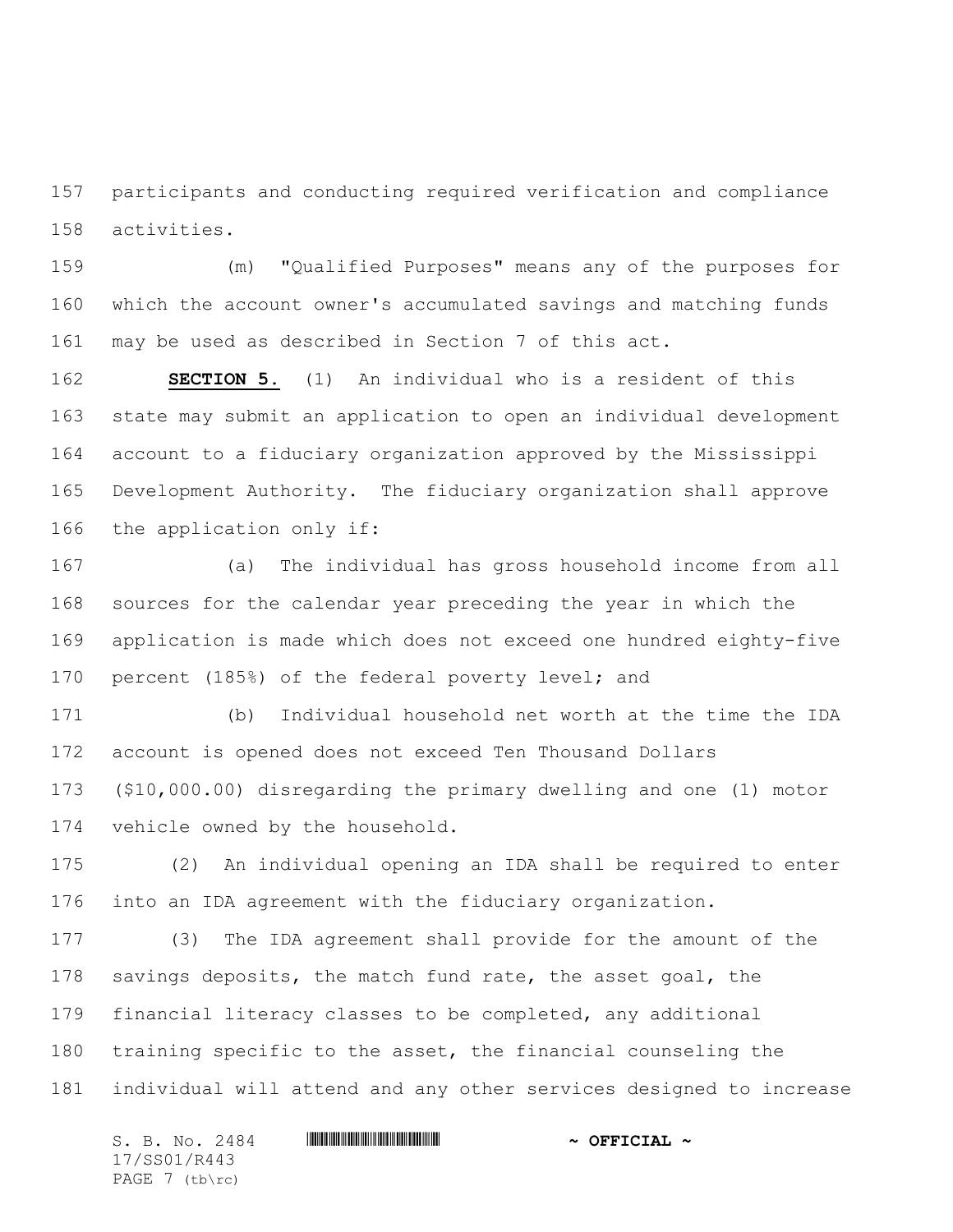participants and conducting required verification and compliance activities.

(m) "Qualified Purposes" means any of the purposes for which the account owner's accumulated savings and matching funds may be used as described in Section 7 of this act.

**SECTION 5.** (1) An individual who is a resident of this state may submit an application to open an individual development account to a fiduciary organization approved by the Mississippi Development Authority. The fiduciary organization shall approve the application only if:

(a) The individual has gross household income from all sources for the calendar year preceding the year in which the application is made which does not exceed one hundred eighty-five percent (185%) of the federal poverty level; and

(b) Individual household net worth at the time the IDA account is opened does not exceed Ten Thousand Dollars ($10,000.00) disregarding the primary dwelling and one (1) motor vehicle owned by the household.

(2) An individual opening an IDA shall be required to enter into an IDA agreement with the fiduciary organization.

(3) The IDA agreement shall provide for the amount of the savings deposits, the match fund rate, the asset goal, the financial literacy classes to be completed, any additional training specific to the asset, the financial counseling the individual will attend and any other services designed to increase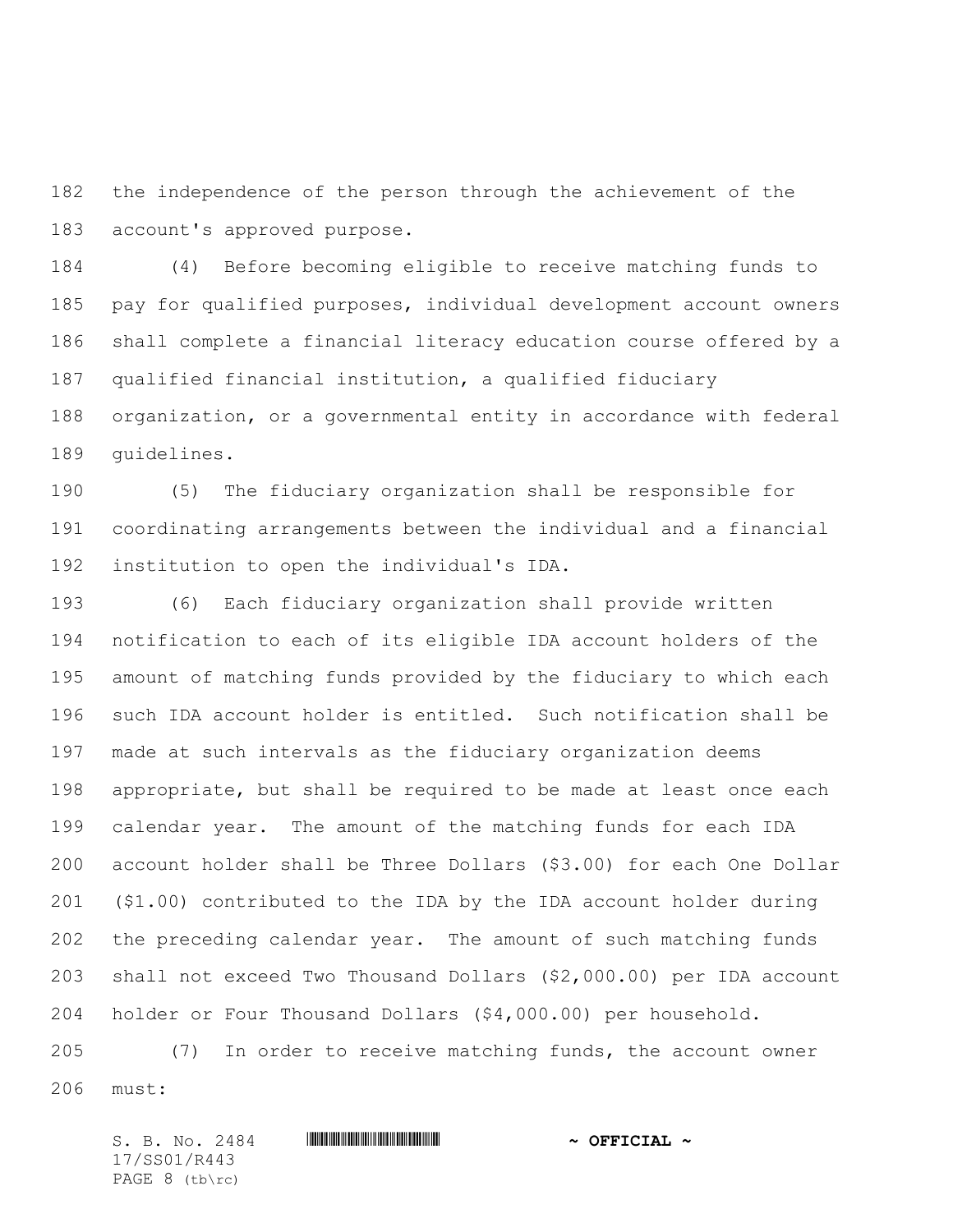the independence of the person through the achievement of the account's approved purpose.

(4) Before becoming eligible to receive matching funds to pay for qualified purposes, individual development account owners shall complete a financial literacy education course offered by a qualified financial institution, a qualified fiduciary organization, or a governmental entity in accordance with federal guidelines.

(5) The fiduciary organization shall be responsible for coordinating arrangements between the individual and a financial institution to open the individual's IDA.

(6) Each fiduciary organization shall provide written notification to each of its eligible IDA account holders of the amount of matching funds provided by the fiduciary to which each such IDA account holder is entitled. Such notification shall be made at such intervals as the fiduciary organization deems appropriate, but shall be required to be made at least once each calendar year. The amount of the matching funds for each IDA account holder shall be Three Dollars ($3.00) for each One Dollar ($1.00) contributed to the IDA by the IDA account holder during the preceding calendar year. The amount of such matching funds shall not exceed Two Thousand Dollars ($2,000.00) per IDA account holder or Four Thousand Dollars ($4,000.00) per household.

(7) In order to receive matching funds, the account owner must: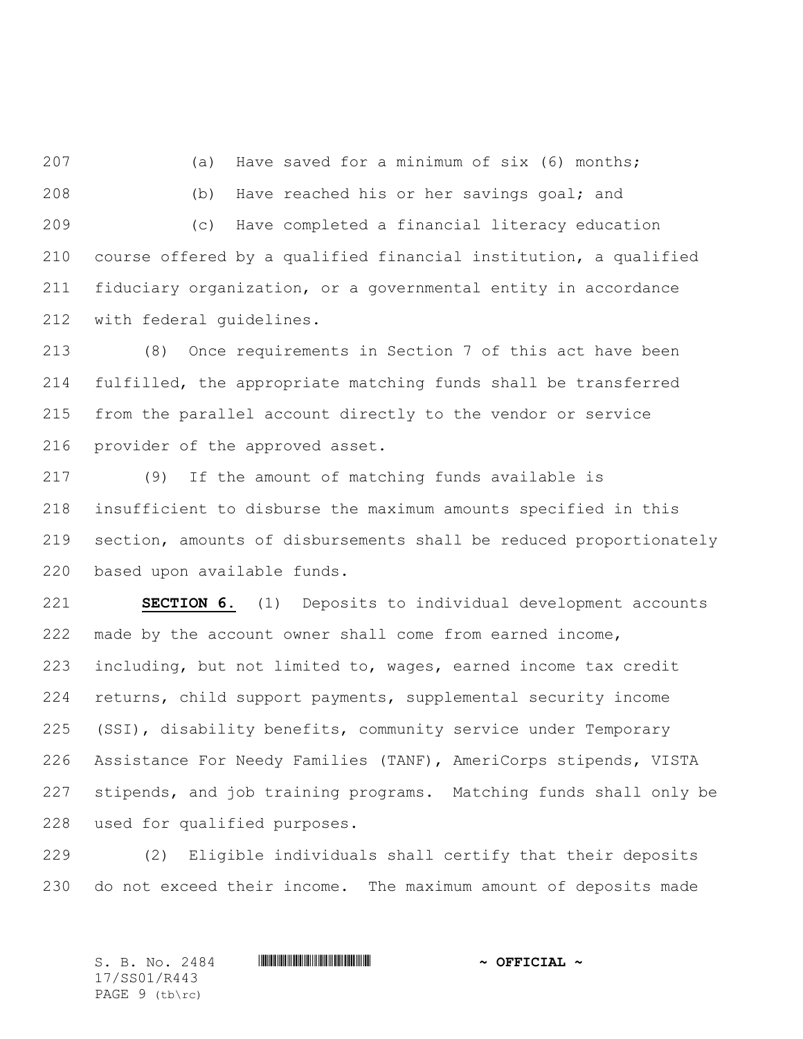(a) Have saved for a minimum of six (6) months;

(b) Have reached his or her savings goal; and

(c) Have completed a financial literacy education course offered by a qualified financial institution, a qualified fiduciary organization, or a governmental entity in accordance with federal guidelines.

(8) Once requirements in Section 7 of this act have been fulfilled, the appropriate matching funds shall be transferred from the parallel account directly to the vendor or service provider of the approved asset.

(9) If the amount of matching funds available is insufficient to disburse the maximum amounts specified in this section, amounts of disbursements shall be reduced proportionately based upon available funds.

**SECTION 6.** (1) Deposits to individual development accounts made by the account owner shall come from earned income, including, but not limited to, wages, earned income tax credit returns, child support payments, supplemental security income (SSI), disability benefits, community service under Temporary Assistance For Needy Families (TANF), AmeriCorps stipends, VISTA stipends, and job training programs. Matching funds shall only be used for qualified purposes.

(2) Eligible individuals shall certify that their deposits do not exceed their income. The maximum amount of deposits made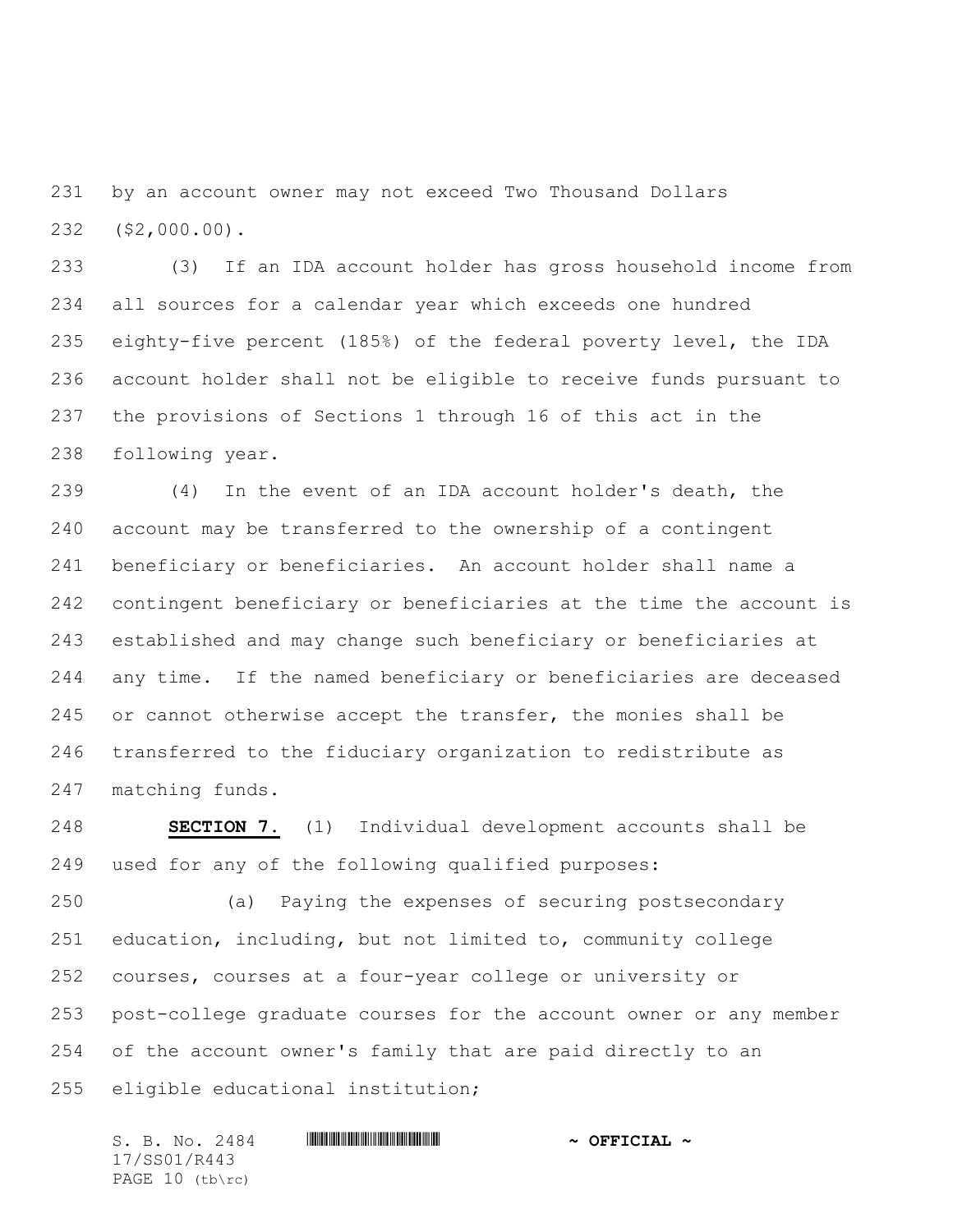by an account owner may not exceed Two Thousand Dollars ($2,000.00).

(3) If an IDA account holder has gross household income from all sources for a calendar year which exceeds one hundred eighty-five percent (185%) of the federal poverty level, the IDA account holder shall not be eligible to receive funds pursuant to the provisions of Sections 1 through 16 of this act in the following year.

(4) In the event of an IDA account holder's death, the account may be transferred to the ownership of a contingent beneficiary or beneficiaries. An account holder shall name a contingent beneficiary or beneficiaries at the time the account is established and may change such beneficiary or beneficiaries at any time. If the named beneficiary or beneficiaries are deceased or cannot otherwise accept the transfer, the monies shall be transferred to the fiduciary organization to redistribute as matching funds.

**SECTION 7.** (1) Individual development accounts shall be used for any of the following qualified purposes:

(a) Paying the expenses of securing postsecondary education, including, but not limited to, community college courses, courses at a four-year college or university or post-college graduate courses for the account owner or any member of the account owner's family that are paid directly to an eligible educational institution;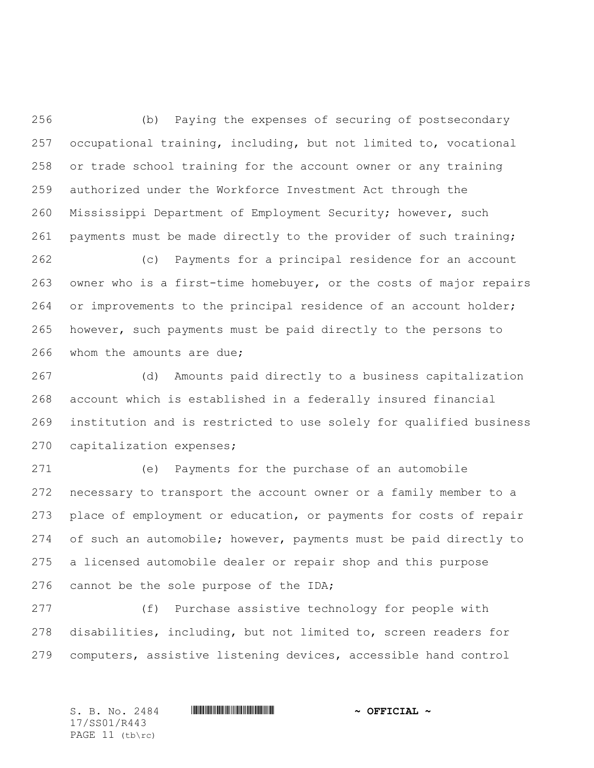(b) Paying the expenses of securing of postsecondary occupational training, including, but not limited to, vocational or trade school training for the account owner or any training authorized under the Workforce Investment Act through the Mississippi Department of Employment Security; however, such payments must be made directly to the provider of such training;

(c) Payments for a principal residence for an account owner who is a first-time homebuyer, or the costs of major repairs or improvements to the principal residence of an account holder; however, such payments must be paid directly to the persons to whom the amounts are due;

(d) Amounts paid directly to a business capitalization account which is established in a federally insured financial institution and is restricted to use solely for qualified business capitalization expenses;

(e) Payments for the purchase of an automobile necessary to transport the account owner or a family member to a place of employment or education, or payments for costs of repair of such an automobile; however, payments must be paid directly to a licensed automobile dealer or repair shop and this purpose cannot be the sole purpose of the IDA;

(f) Purchase assistive technology for people with disabilities, including, but not limited to, screen readers for computers, assistive listening devices, accessible hand control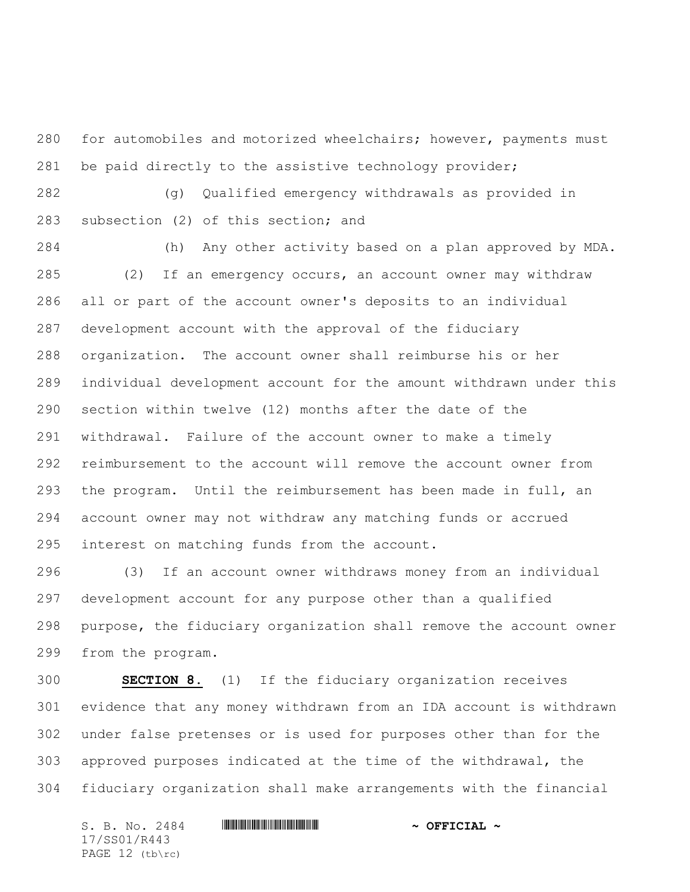for automobiles and motorized wheelchairs; however, payments must be paid directly to the assistive technology provider;

(g) Qualified emergency withdrawals as provided in subsection (2) of this section; and

(h) Any other activity based on a plan approved by MDA.

(2) If an emergency occurs, an account owner may withdraw all or part of the account owner's deposits to an individual development account with the approval of the fiduciary organization. The account owner shall reimburse his or her individual development account for the amount withdrawn under this section within twelve (12) months after the date of the withdrawal. Failure of the account owner to make a timely reimbursement to the account will remove the account owner from the program. Until the reimbursement has been made in full, an account owner may not withdraw any matching funds or accrued interest on matching funds from the account.

(3) If an account owner withdraws money from an individual development account for any purpose other than a qualified purpose, the fiduciary organization shall remove the account owner from the program.

**SECTION 8.** (1) If the fiduciary organization receives evidence that any money withdrawn from an IDA account is withdrawn under false pretenses or is used for purposes other than for the approved purposes indicated at the time of the withdrawal, the fiduciary organization shall make arrangements with the financial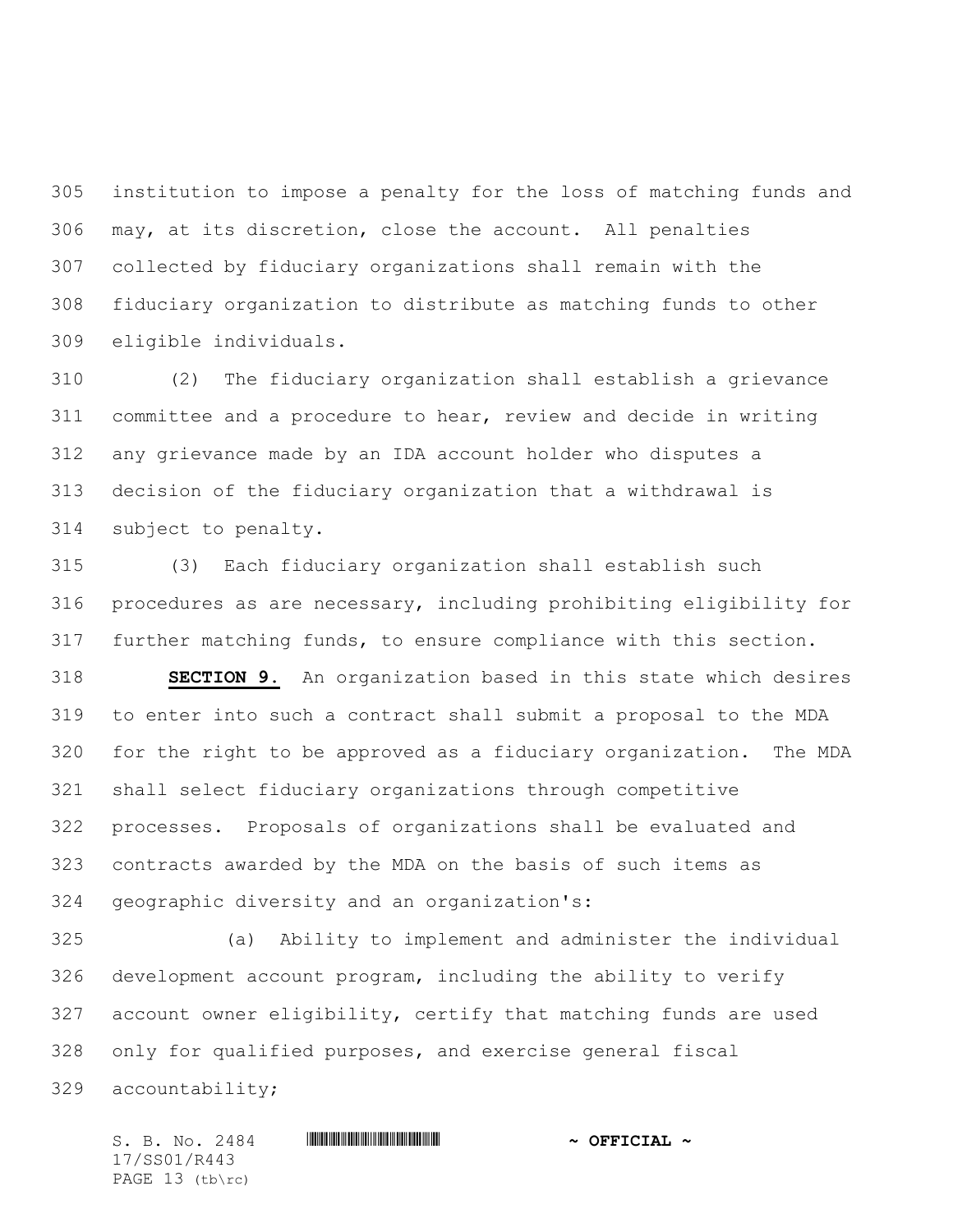institution to impose a penalty for the loss of matching funds and may, at its discretion, close the account. All penalties collected by fiduciary organizations shall remain with the fiduciary organization to distribute as matching funds to other eligible individuals.

(2) The fiduciary organization shall establish a grievance committee and a procedure to hear, review and decide in writing any grievance made by an IDA account holder who disputes a decision of the fiduciary organization that a withdrawal is subject to penalty.

(3) Each fiduciary organization shall establish such procedures as are necessary, including prohibiting eligibility for further matching funds, to ensure compliance with this section.

**SECTION 9.** An organization based in this state which desires to enter into such a contract shall submit a proposal to the MDA for the right to be approved as a fiduciary organization. The MDA shall select fiduciary organizations through competitive processes. Proposals of organizations shall be evaluated and contracts awarded by the MDA on the basis of such items as geographic diversity and an organization's:

(a) Ability to implement and administer the individual development account program, including the ability to verify account owner eligibility, certify that matching funds are used only for qualified purposes, and exercise general fiscal accountability;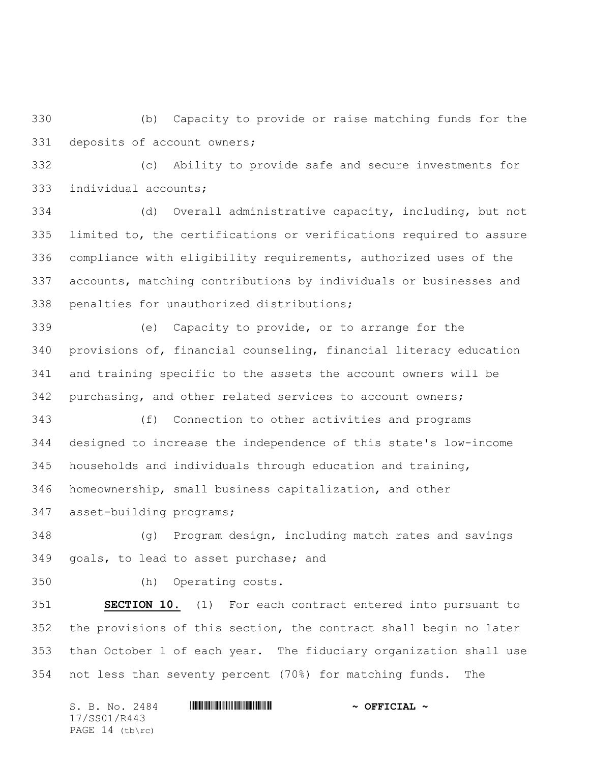(b) Capacity to provide or raise matching funds for the deposits of account owners;

(c) Ability to provide safe and secure investments for individual accounts;

(d) Overall administrative capacity, including, but not limited to, the certifications or verifications required to assure compliance with eligibility requirements, authorized uses of the accounts, matching contributions by individuals or businesses and penalties for unauthorized distributions;

(e) Capacity to provide, or to arrange for the provisions of, financial counseling, financial literacy education and training specific to the assets the account owners will be purchasing, and other related services to account owners;

(f) Connection to other activities and programs designed to increase the independence of this state's low-income households and individuals through education and training, homeownership, small business capitalization, and other asset-building programs;

(g) Program design, including match rates and savings goals, to lead to asset purchase; and

(h) Operating costs.

**SECTION 10.** (1) For each contract entered into pursuant to the provisions of this section, the contract shall begin no later than October 1 of each year. The fiduciary organization shall use not less than seventy percent (70%) for matching funds. The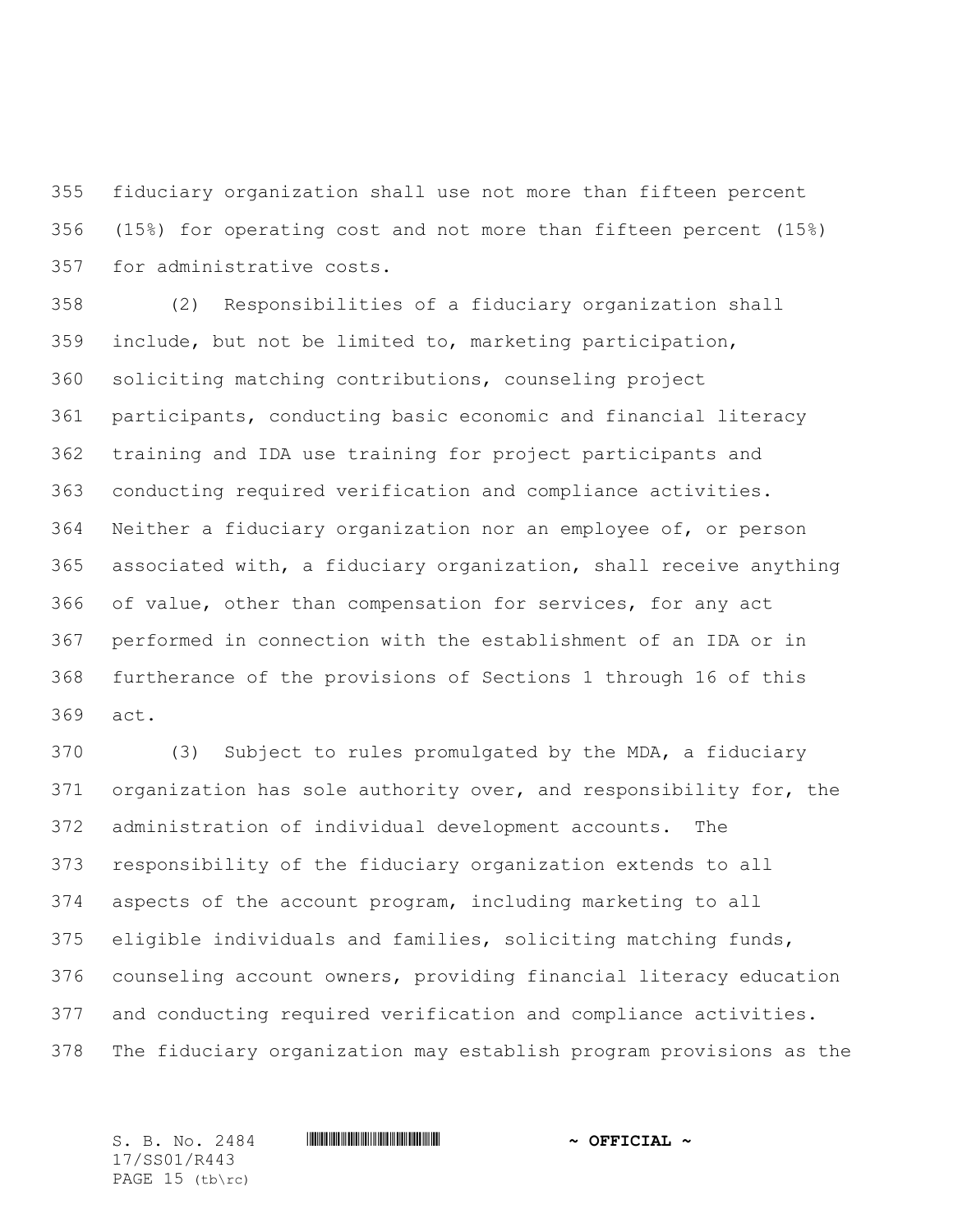fiduciary organization shall use not more than fifteen percent (15%) for operating cost and not more than fifteen percent (15%) for administrative costs.

(2) Responsibilities of a fiduciary organization shall include, but not be limited to, marketing participation, soliciting matching contributions, counseling project participants, conducting basic economic and financial literacy training and IDA use training for project participants and conducting required verification and compliance activities. Neither a fiduciary organization nor an employee of, or person associated with, a fiduciary organization, shall receive anything of value, other than compensation for services, for any act performed in connection with the establishment of an IDA or in furtherance of the provisions of Sections 1 through 16 of this act.

(3) Subject to rules promulgated by the MDA, a fiduciary organization has sole authority over, and responsibility for, the administration of individual development accounts. The responsibility of the fiduciary organization extends to all aspects of the account program, including marketing to all eligible individuals and families, soliciting matching funds, counseling account owners, providing financial literacy education and conducting required verification and compliance activities. The fiduciary organization may establish program provisions as the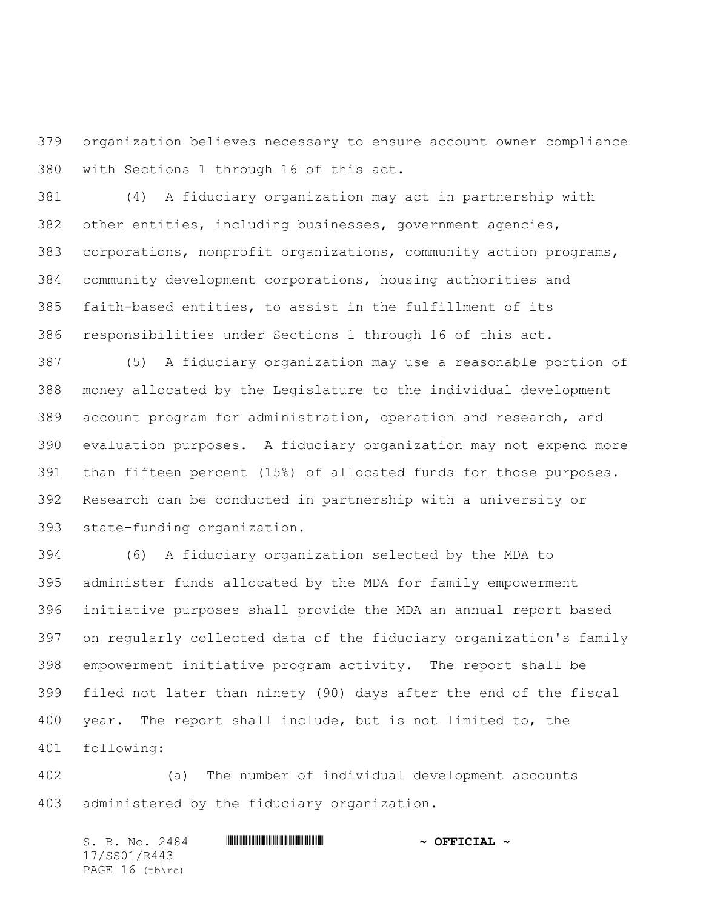organization believes necessary to ensure account owner compliance with Sections 1 through 16 of this act.

(4) A fiduciary organization may act in partnership with other entities, including businesses, government agencies, corporations, nonprofit organizations, community action programs, community development corporations, housing authorities and faith-based entities, to assist in the fulfillment of its responsibilities under Sections 1 through 16 of this act.

(5) A fiduciary organization may use a reasonable portion of money allocated by the Legislature to the individual development account program for administration, operation and research, and evaluation purposes. A fiduciary organization may not expend more than fifteen percent (15%) of allocated funds for those purposes. Research can be conducted in partnership with a university or state-funding organization.

(6) A fiduciary organization selected by the MDA to administer funds allocated by the MDA for family empowerment initiative purposes shall provide the MDA an annual report based on regularly collected data of the fiduciary organization's family empowerment initiative program activity. The report shall be filed not later than ninety (90) days after the end of the fiscal year. The report shall include, but is not limited to, the following:

(a) The number of individual development accounts administered by the fiduciary organization.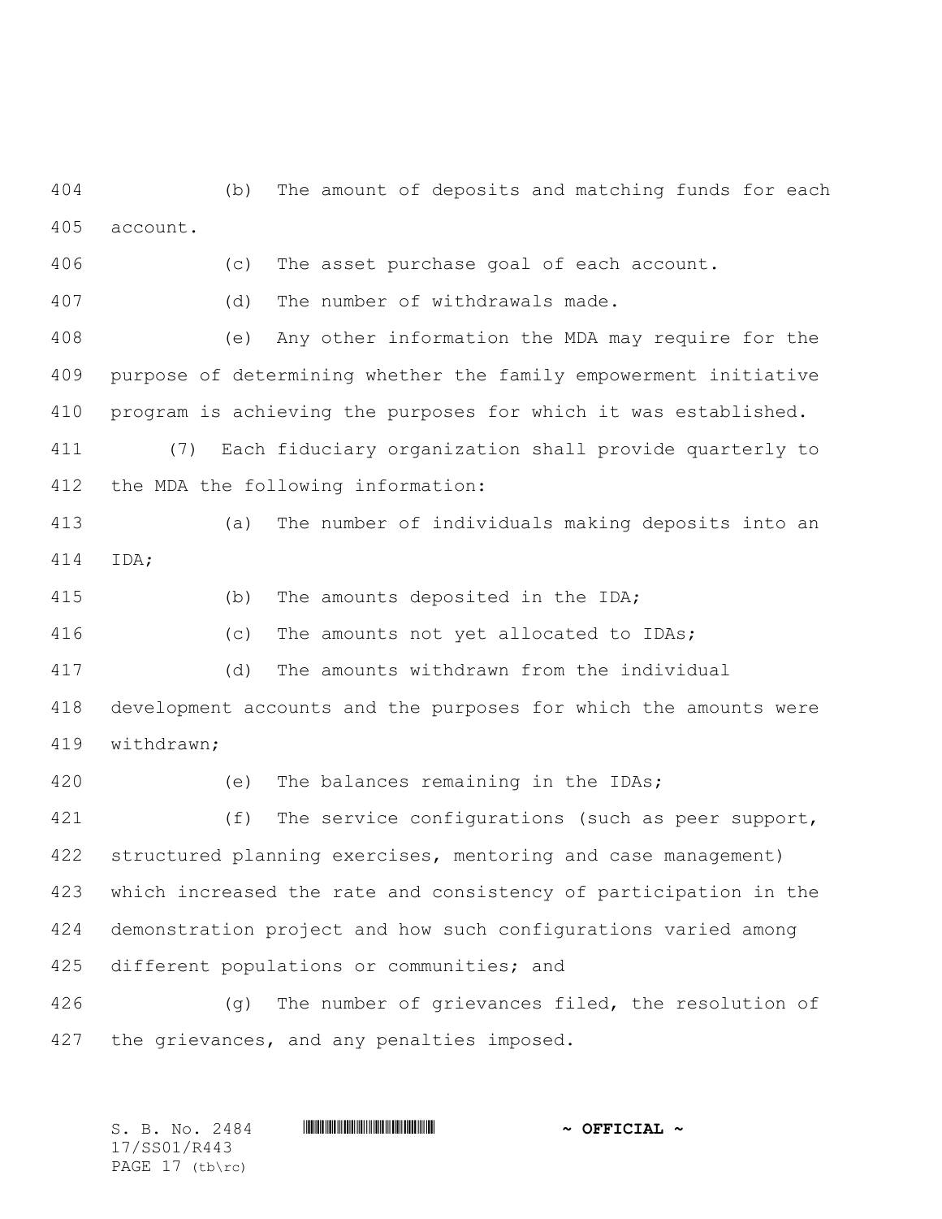(b) The amount of deposits and matching funds for each account.

(c) The asset purchase goal of each account.

(d) The number of withdrawals made.

(e) Any other information the MDA may require for the purpose of determining whether the family empowerment initiative program is achieving the purposes for which it was established.

(7) Each fiduciary organization shall provide quarterly to the MDA the following information:

(a) The number of individuals making deposits into an IDA;

(b) The amounts deposited in the IDA;

(c) The amounts not yet allocated to IDAs;

(d) The amounts withdrawn from the individual development accounts and the purposes for which the amounts were withdrawn;

(e) The balances remaining in the IDAs;

(f) The service configurations (such as peer support, structured planning exercises, mentoring and case management) which increased the rate and consistency of participation in the demonstration project and how such configurations varied among different populations or communities; and

(g) The number of grievances filed, the resolution of the grievances, and any penalties imposed.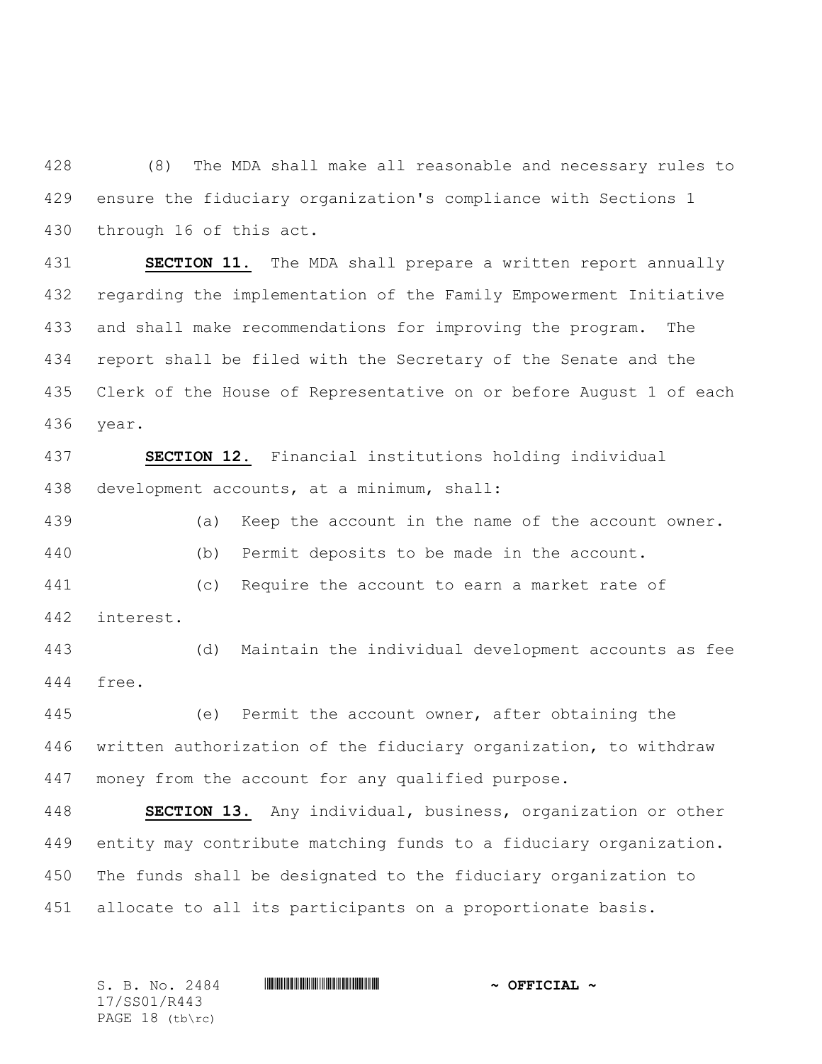(8) The MDA shall make all reasonable and necessary rules to ensure the fiduciary organization's compliance with Sections 1 through 16 of this act.

**SECTION 11.** The MDA shall prepare a written report annually regarding the implementation of the Family Empowerment Initiative and shall make recommendations for improving the program. The report shall be filed with the Secretary of the Senate and the Clerk of the House of Representative on or before August 1 of each year.

**SECTION 12.** Financial institutions holding individual development accounts, at a minimum, shall:

(a) Keep the account in the name of the account owner.

(b) Permit deposits to be made in the account.

(c) Require the account to earn a market rate of interest.

(d) Maintain the individual development accounts as fee free.

(e) Permit the account owner, after obtaining the written authorization of the fiduciary organization, to withdraw money from the account for any qualified purpose.

**SECTION 13.** Any individual, business, organization or other entity may contribute matching funds to a fiduciary organization. The funds shall be designated to the fiduciary organization to allocate to all its participants on a proportionate basis.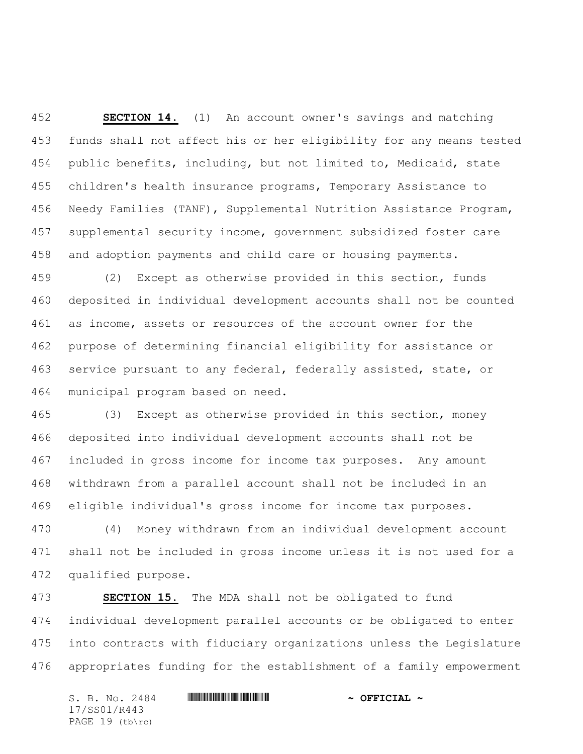**SECTION 14.** (1) An account owner's savings and matching funds shall not affect his or her eligibility for any means tested public benefits, including, but not limited to, Medicaid, state children's health insurance programs, Temporary Assistance to Needy Families (TANF), Supplemental Nutrition Assistance Program, supplemental security income, government subsidized foster care and adoption payments and child care or housing payments.

(2) Except as otherwise provided in this section, funds deposited in individual development accounts shall not be counted as income, assets or resources of the account owner for the purpose of determining financial eligibility for assistance or service pursuant to any federal, federally assisted, state, or municipal program based on need.

(3) Except as otherwise provided in this section, money deposited into individual development accounts shall not be included in gross income for income tax purposes. Any amount withdrawn from a parallel account shall not be included in an eligible individual's gross income for income tax purposes.

(4) Money withdrawn from an individual development account shall not be included in gross income unless it is not used for a qualified purpose.

**SECTION 15.** The MDA shall not be obligated to fund individual development parallel accounts or be obligated to enter into contracts with fiduciary organizations unless the Legislature appropriates funding for the establishment of a family empowerment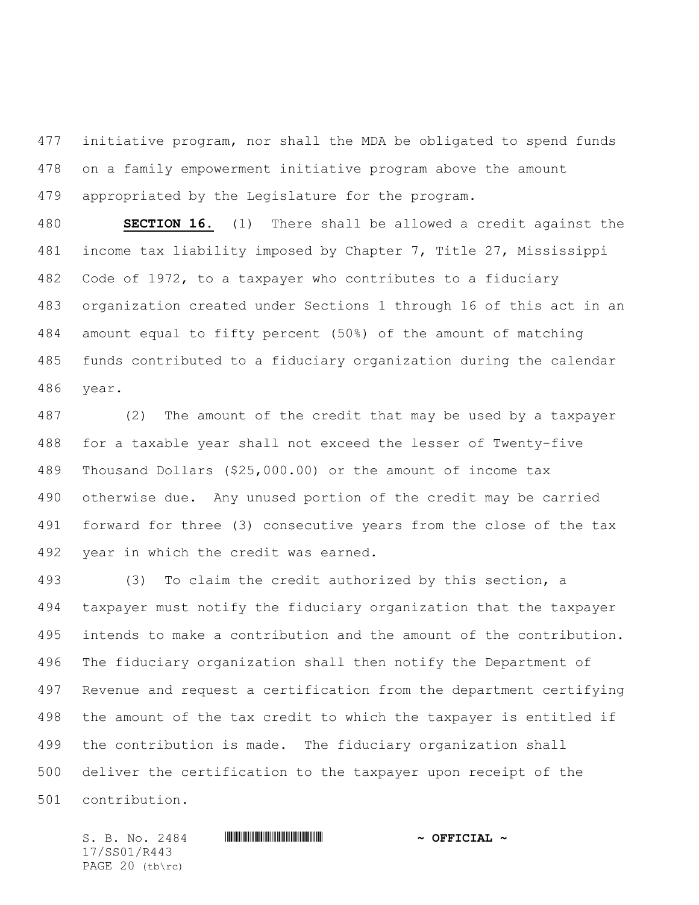initiative program, nor shall the MDA be obligated to spend funds on a family empowerment initiative program above the amount appropriated by the Legislature for the program.

**SECTION 16.** (1) There shall be allowed a credit against the income tax liability imposed by Chapter 7, Title 27, Mississippi Code of 1972, to a taxpayer who contributes to a fiduciary organization created under Sections 1 through 16 of this act in an amount equal to fifty percent (50%) of the amount of matching funds contributed to a fiduciary organization during the calendar year.

(2) The amount of the credit that may be used by a taxpayer for a taxable year shall not exceed the lesser of Twenty-five Thousand Dollars ($25,000.00) or the amount of income tax otherwise due. Any unused portion of the credit may be carried forward for three (3) consecutive years from the close of the tax year in which the credit was earned.

(3) To claim the credit authorized by this section, a taxpayer must notify the fiduciary organization that the taxpayer intends to make a contribution and the amount of the contribution. The fiduciary organization shall then notify the Department of Revenue and request a certification from the department certifying the amount of the tax credit to which the taxpayer is entitled if the contribution is made. The fiduciary organization shall deliver the certification to the taxpayer upon receipt of the contribution.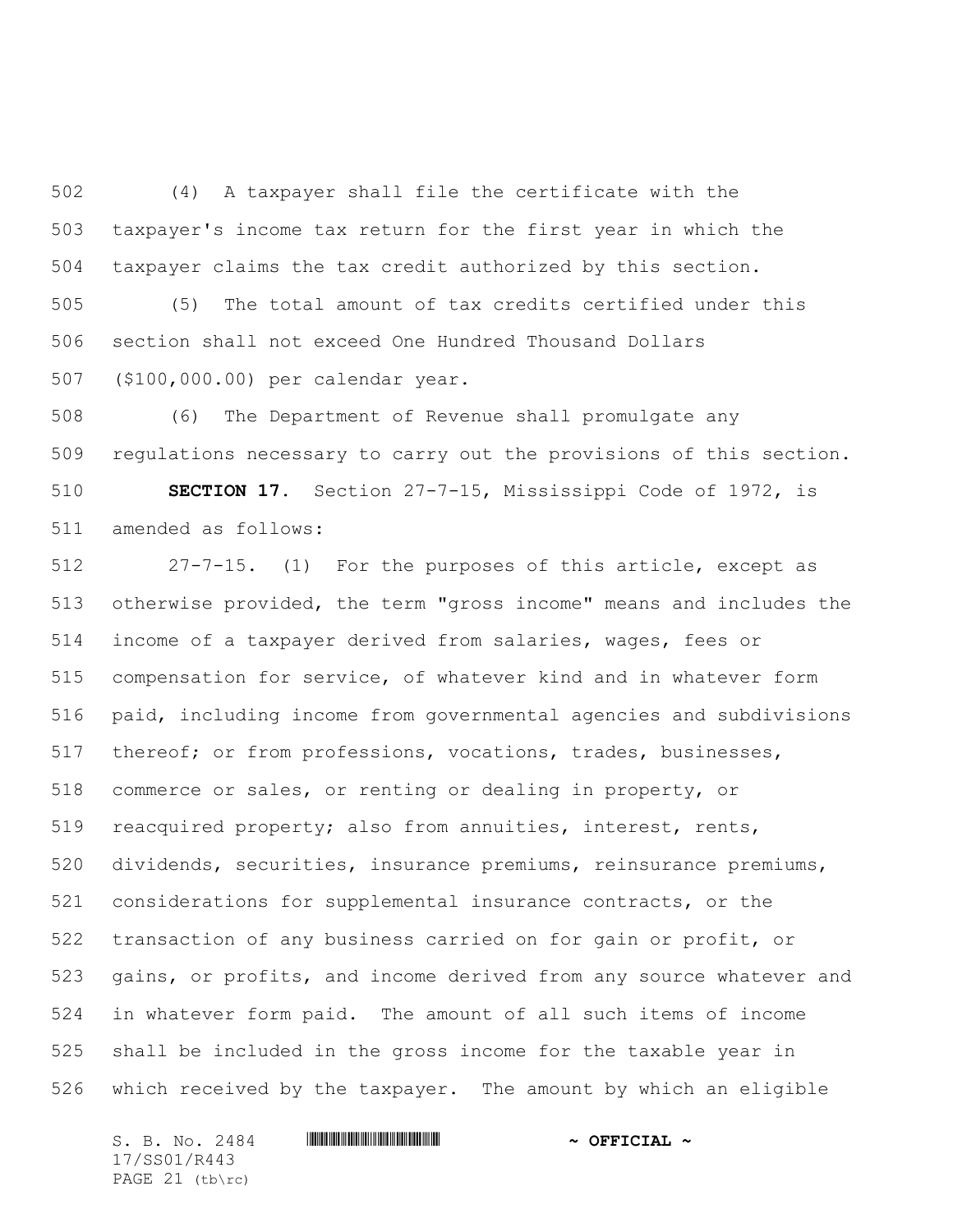(4) A taxpayer shall file the certificate with the taxpayer's income tax return for the first year in which the taxpayer claims the tax credit authorized by this section.

(5) The total amount of tax credits certified under this section shall not exceed One Hundred Thousand Dollars ($100,000.00) per calendar year.

(6) The Department of Revenue shall promulgate any regulations necessary to carry out the provisions of this section.

**SECTION 17.** Section 27-7-15, Mississippi Code of 1972, is amended as follows:

27-7-15. (1) For the purposes of this article, except as otherwise provided, the term "gross income" means and includes the income of a taxpayer derived from salaries, wages, fees or compensation for service, of whatever kind and in whatever form paid, including income from governmental agencies and subdivisions thereof; or from professions, vocations, trades, businesses, commerce or sales, or renting or dealing in property, or reacquired property; also from annuities, interest, rents, dividends, securities, insurance premiums, reinsurance premiums, considerations for supplemental insurance contracts, or the transaction of any business carried on for gain or profit, or gains, or profits, and income derived from any source whatever and in whatever form paid. The amount of all such items of income shall be included in the gross income for the taxable year in which received by the taxpayer. The amount by which an eligible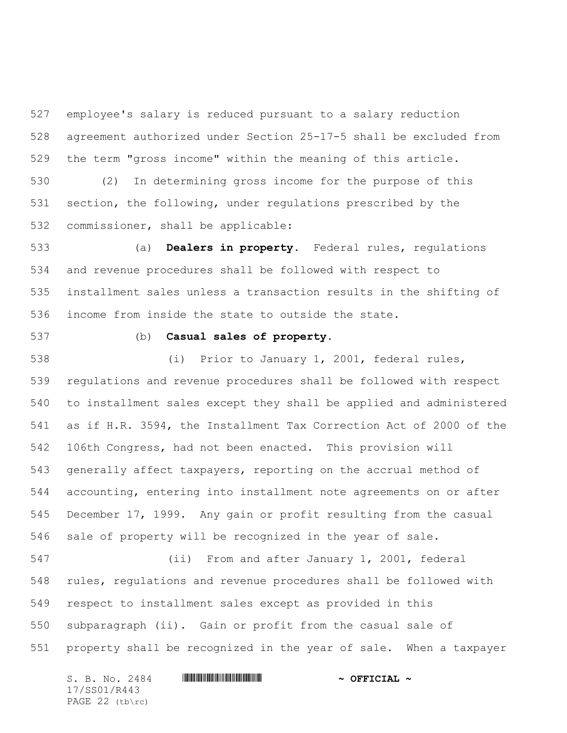employee's salary is reduced pursuant to a salary reduction agreement authorized under Section 25-17-5 shall be excluded from the term "gross income" within the meaning of this article.

(2) In determining gross income for the purpose of this section, the following, under regulations prescribed by the commissioner, shall be applicable:

(a) **Dealers in property.** Federal rules, regulations and revenue procedures shall be followed with respect to installment sales unless a transaction results in the shifting of income from inside the state to outside the state.

(b) **Casual sales of property.**

(i) Prior to January 1, 2001, federal rules, regulations and revenue procedures shall be followed with respect to installment sales except they shall be applied and administered as if H.R. 3594, the Installment Tax Correction Act of 2000 of the 106th Congress, had not been enacted. This provision will generally affect taxpayers, reporting on the accrual method of accounting, entering into installment note agreements on or after December 17, 1999. Any gain or profit resulting from the casual sale of property will be recognized in the year of sale.

(ii) From and after January 1, 2001, federal rules, regulations and revenue procedures shall be followed with respect to installment sales except as provided in this subparagraph (ii). Gain or profit from the casual sale of property shall be recognized in the year of sale. When a taxpayer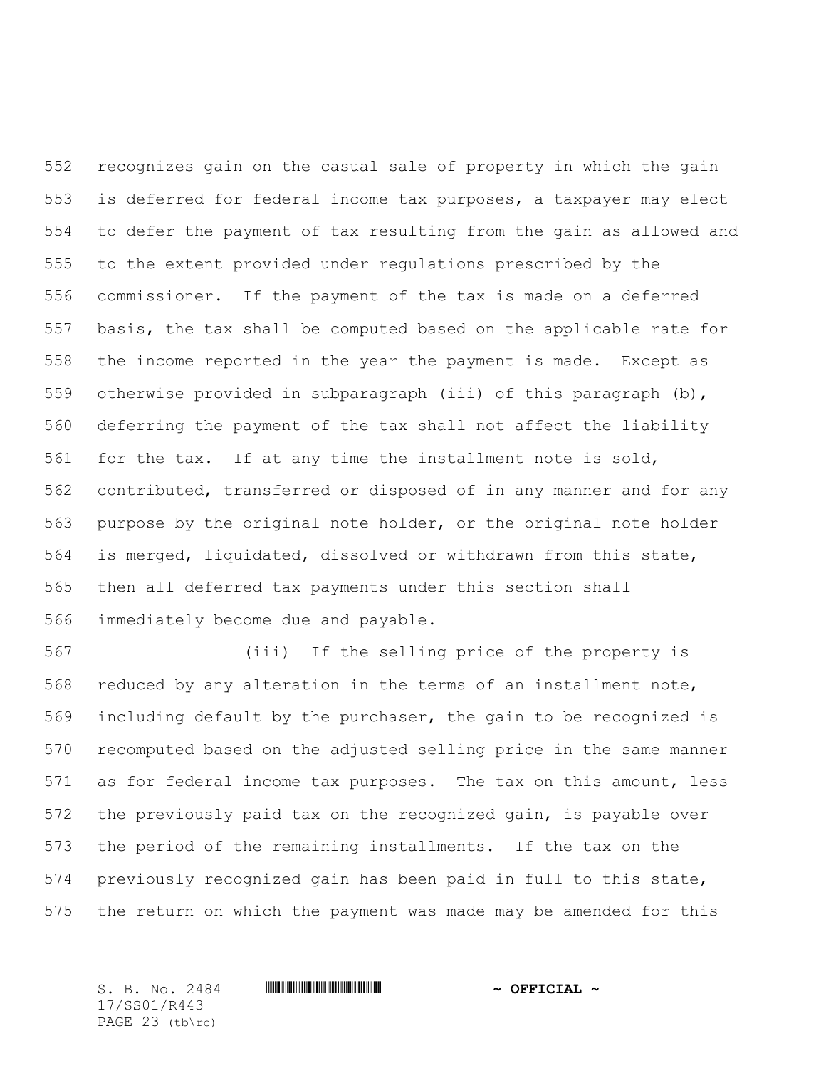recognizes gain on the casual sale of property in which the gain is deferred for federal income tax purposes, a taxpayer may elect to defer the payment of tax resulting from the gain as allowed and to the extent provided under regulations prescribed by the commissioner. If the payment of the tax is made on a deferred basis, the tax shall be computed based on the applicable rate for the income reported in the year the payment is made. Except as otherwise provided in subparagraph (iii) of this paragraph (b), deferring the payment of the tax shall not affect the liability for the tax. If at any time the installment note is sold, contributed, transferred or disposed of in any manner and for any purpose by the original note holder, or the original note holder is merged, liquidated, dissolved or withdrawn from this state, then all deferred tax payments under this section shall immediately become due and payable.

(iii) If the selling price of the property is reduced by any alteration in the terms of an installment note, including default by the purchaser, the gain to be recognized is recomputed based on the adjusted selling price in the same manner as for federal income tax purposes. The tax on this amount, less the previously paid tax on the recognized gain, is payable over the period of the remaining installments. If the tax on the previously recognized gain has been paid in full to this state, the return on which the payment was made may be amended for this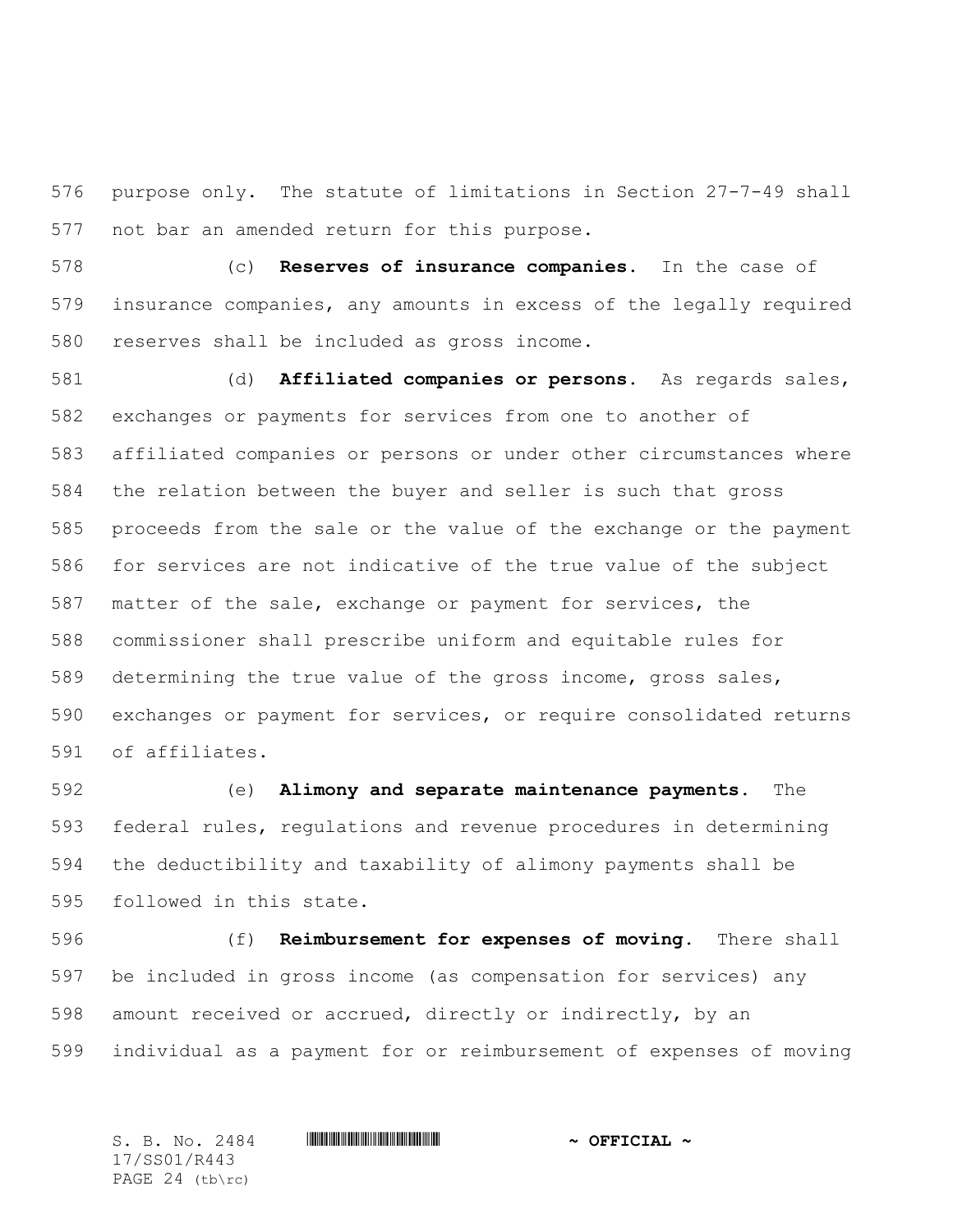purpose only. The statute of limitations in Section 27-7-49 shall not bar an amended return for this purpose.

(c) **Reserves of insurance companies.** In the case of insurance companies, any amounts in excess of the legally required reserves shall be included as gross income.

(d) **Affiliated companies or persons.** As regards sales, exchanges or payments for services from one to another of affiliated companies or persons or under other circumstances where the relation between the buyer and seller is such that gross proceeds from the sale or the value of the exchange or the payment for services are not indicative of the true value of the subject matter of the sale, exchange or payment for services, the commissioner shall prescribe uniform and equitable rules for determining the true value of the gross income, gross sales, exchanges or payment for services, or require consolidated returns of affiliates.

(e) **Alimony and separate maintenance payments.** The federal rules, regulations and revenue procedures in determining the deductibility and taxability of alimony payments shall be followed in this state.

(f) **Reimbursement for expenses of moving.** There shall be included in gross income (as compensation for services) any amount received or accrued, directly or indirectly, by an individual as a payment for or reimbursement of expenses of moving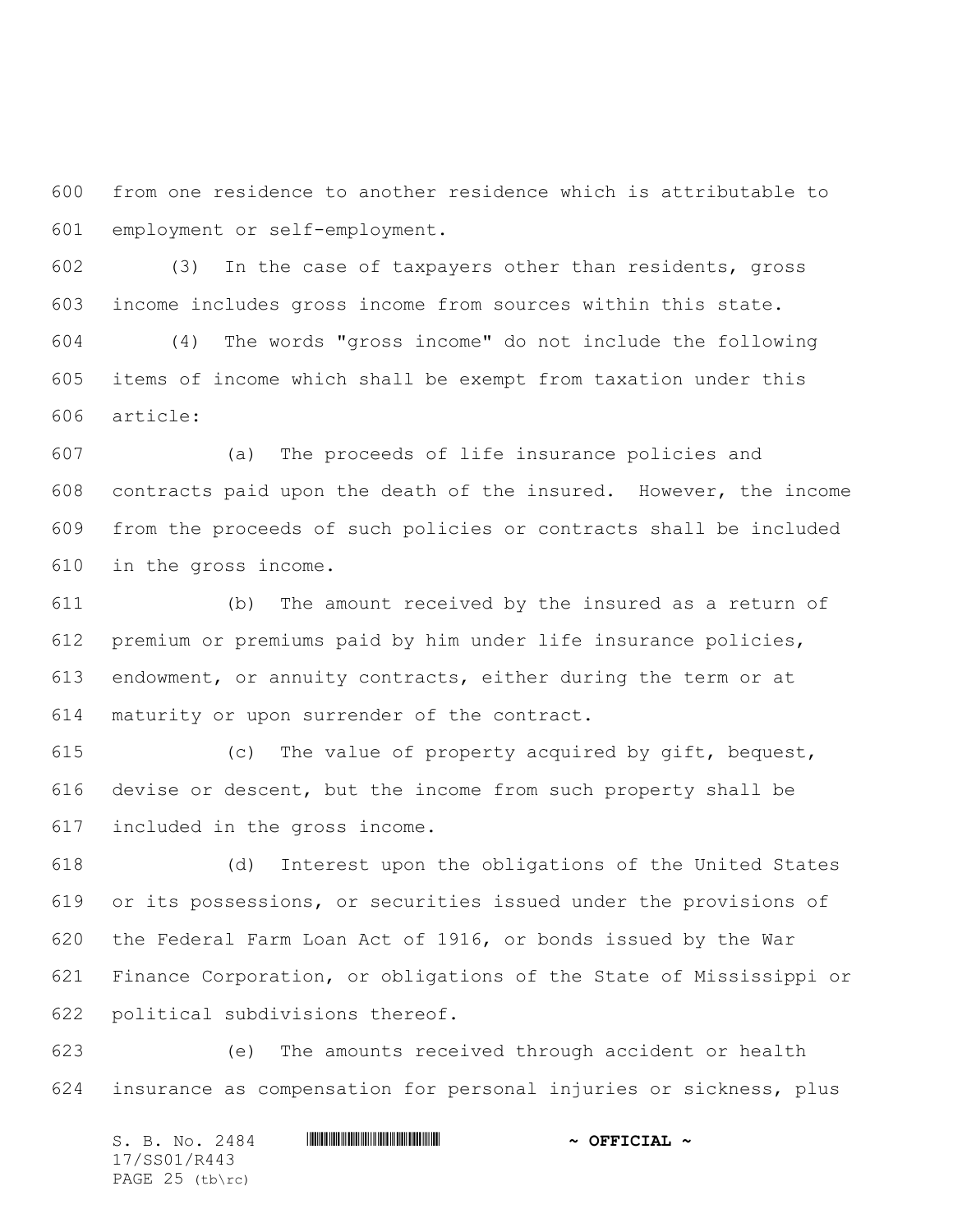from one residence to another residence which is attributable to employment or self-employment.

(3) In the case of taxpayers other than residents, gross income includes gross income from sources within this state.

(4) The words "gross income" do not include the following items of income which shall be exempt from taxation under this article:

(a) The proceeds of life insurance policies and contracts paid upon the death of the insured. However, the income from the proceeds of such policies or contracts shall be included in the gross income.

(b) The amount received by the insured as a return of premium or premiums paid by him under life insurance policies, endowment, or annuity contracts, either during the term or at maturity or upon surrender of the contract.

(c) The value of property acquired by gift, bequest, devise or descent, but the income from such property shall be included in the gross income.

(d) Interest upon the obligations of the United States or its possessions, or securities issued under the provisions of the Federal Farm Loan Act of 1916, or bonds issued by the War Finance Corporation, or obligations of the State of Mississippi or political subdivisions thereof.

(e) The amounts received through accident or health insurance as compensation for personal injuries or sickness, plus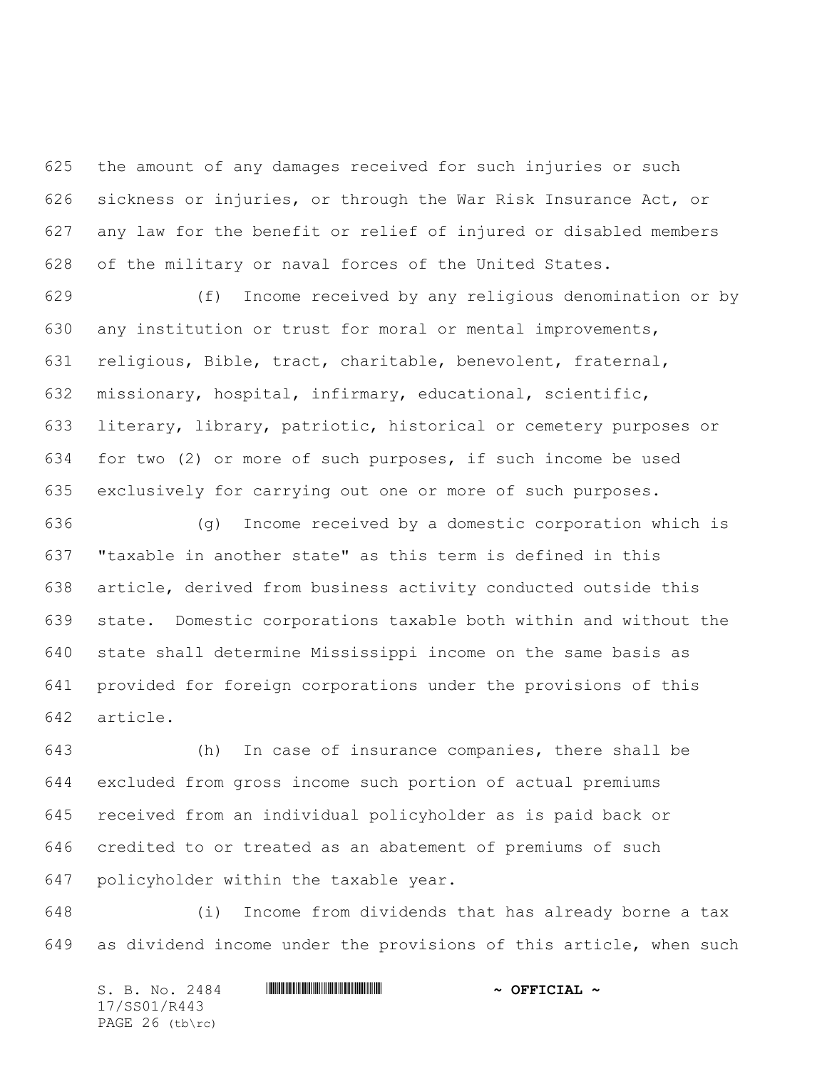the amount of any damages received for such injuries or such sickness or injuries, or through the War Risk Insurance Act, or any law for the benefit or relief of injured or disabled members of the military or naval forces of the United States.

(f) Income received by any religious denomination or by any institution or trust for moral or mental improvements, religious, Bible, tract, charitable, benevolent, fraternal, missionary, hospital, infirmary, educational, scientific, literary, library, patriotic, historical or cemetery purposes or for two (2) or more of such purposes, if such income be used exclusively for carrying out one or more of such purposes.

(g) Income received by a domestic corporation which is "taxable in another state" as this term is defined in this article, derived from business activity conducted outside this state. Domestic corporations taxable both within and without the state shall determine Mississippi income on the same basis as provided for foreign corporations under the provisions of this article.

(h) In case of insurance companies, there shall be excluded from gross income such portion of actual premiums received from an individual policyholder as is paid back or credited to or treated as an abatement of premiums of such policyholder within the taxable year.

(i) Income from dividends that has already borne a tax as dividend income under the provisions of this article, when such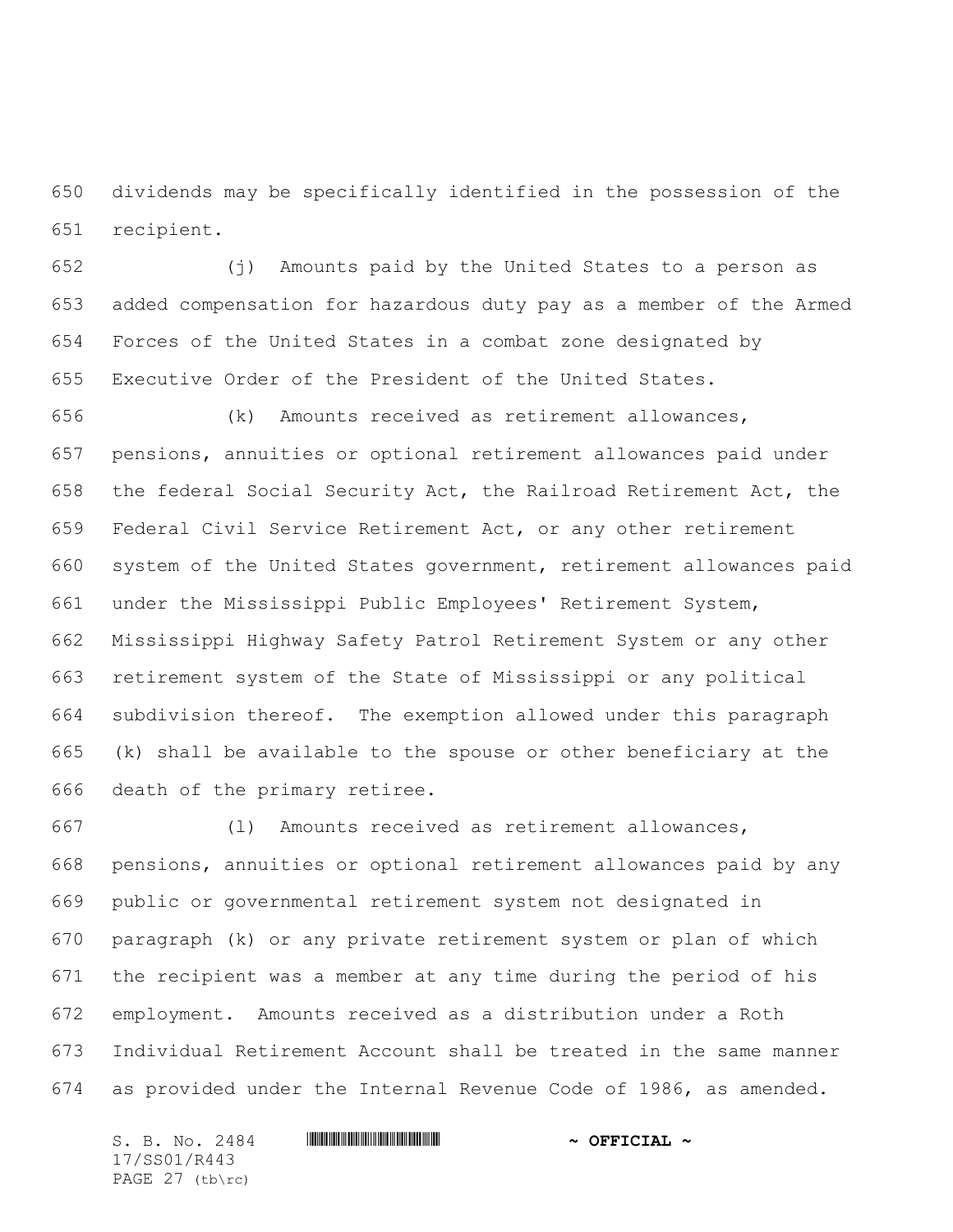dividends may be specifically identified in the possession of the recipient.

(j) Amounts paid by the United States to a person as added compensation for hazardous duty pay as a member of the Armed Forces of the United States in a combat zone designated by Executive Order of the President of the United States.

(k) Amounts received as retirement allowances, pensions, annuities or optional retirement allowances paid under the federal Social Security Act, the Railroad Retirement Act, the Federal Civil Service Retirement Act, or any other retirement system of the United States government, retirement allowances paid under the Mississippi Public Employees' Retirement System, Mississippi Highway Safety Patrol Retirement System or any other retirement system of the State of Mississippi or any political subdivision thereof. The exemption allowed under this paragraph (k) shall be available to the spouse or other beneficiary at the death of the primary retiree.

(l) Amounts received as retirement allowances, pensions, annuities or optional retirement allowances paid by any public or governmental retirement system not designated in paragraph (k) or any private retirement system or plan of which the recipient was a member at any time during the period of his employment. Amounts received as a distribution under a Roth Individual Retirement Account shall be treated in the same manner as provided under the Internal Revenue Code of 1986, as amended.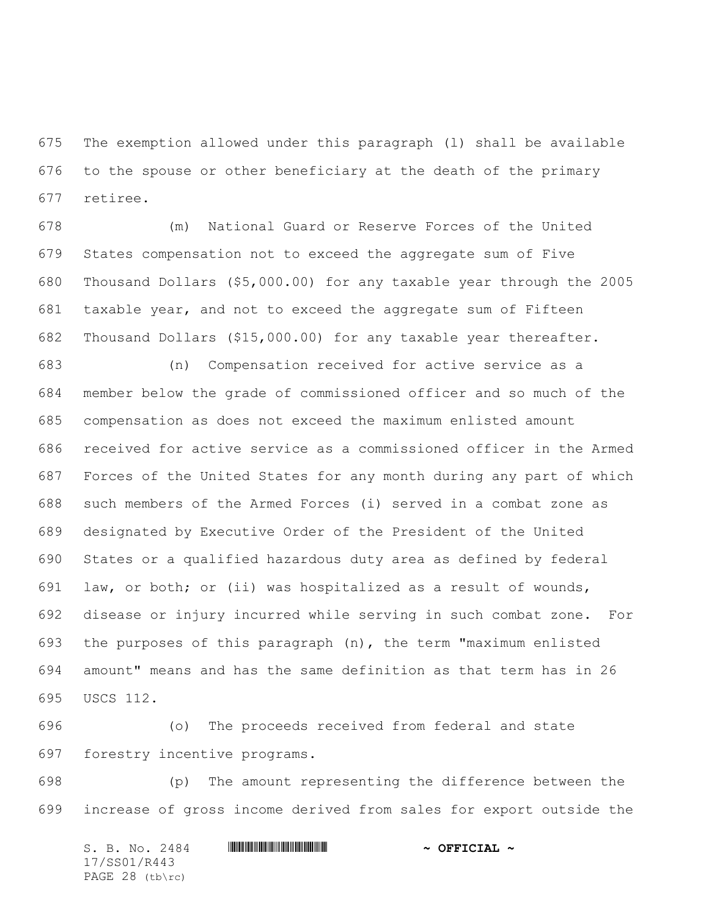The exemption allowed under this paragraph (l) shall be available to the spouse or other beneficiary at the death of the primary retiree.

(m) National Guard or Reserve Forces of the United States compensation not to exceed the aggregate sum of Five Thousand Dollars ($5,000.00) for any taxable year through the 2005 taxable year, and not to exceed the aggregate sum of Fifteen Thousand Dollars ($15,000.00) for any taxable year thereafter.

(n) Compensation received for active service as a member below the grade of commissioned officer and so much of the compensation as does not exceed the maximum enlisted amount received for active service as a commissioned officer in the Armed Forces of the United States for any month during any part of which such members of the Armed Forces (i) served in a combat zone as designated by Executive Order of the President of the United States or a qualified hazardous duty area as defined by federal law, or both; or (ii) was hospitalized as a result of wounds, disease or injury incurred while serving in such combat zone. For the purposes of this paragraph (n), the term "maximum enlisted amount" means and has the same definition as that term has in 26 USCS 112.

(o) The proceeds received from federal and state forestry incentive programs.

(p) The amount representing the difference between the increase of gross income derived from sales for export outside the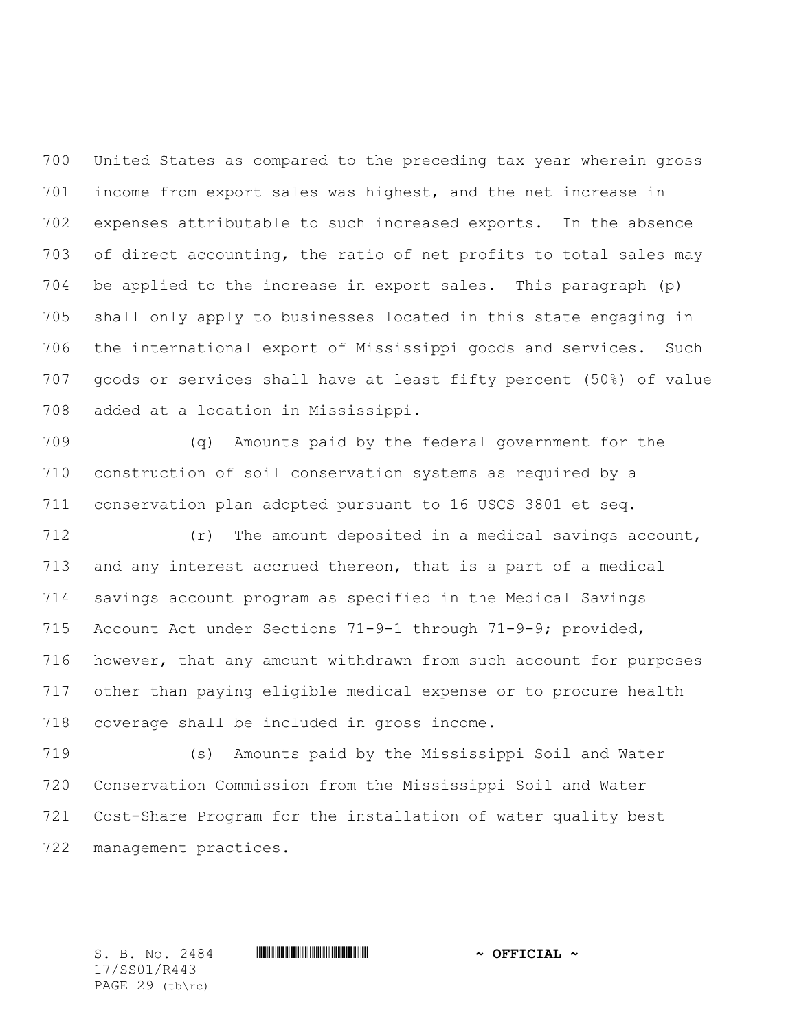United States as compared to the preceding tax year wherein gross income from export sales was highest, and the net increase in expenses attributable to such increased exports. In the absence of direct accounting, the ratio of net profits to total sales may be applied to the increase in export sales. This paragraph (p) shall only apply to businesses located in this state engaging in the international export of Mississippi goods and services. Such goods or services shall have at least fifty percent (50%) of value added at a location in Mississippi.

(q) Amounts paid by the federal government for the construction of soil conservation systems as required by a conservation plan adopted pursuant to 16 USCS 3801 et seq.

(r) The amount deposited in a medical savings account, and any interest accrued thereon, that is a part of a medical savings account program as specified in the Medical Savings Account Act under Sections 71-9-1 through 71-9-9; provided, however, that any amount withdrawn from such account for purposes other than paying eligible medical expense or to procure health coverage shall be included in gross income.

(s) Amounts paid by the Mississippi Soil and Water Conservation Commission from the Mississippi Soil and Water Cost-Share Program for the installation of water quality best management practices.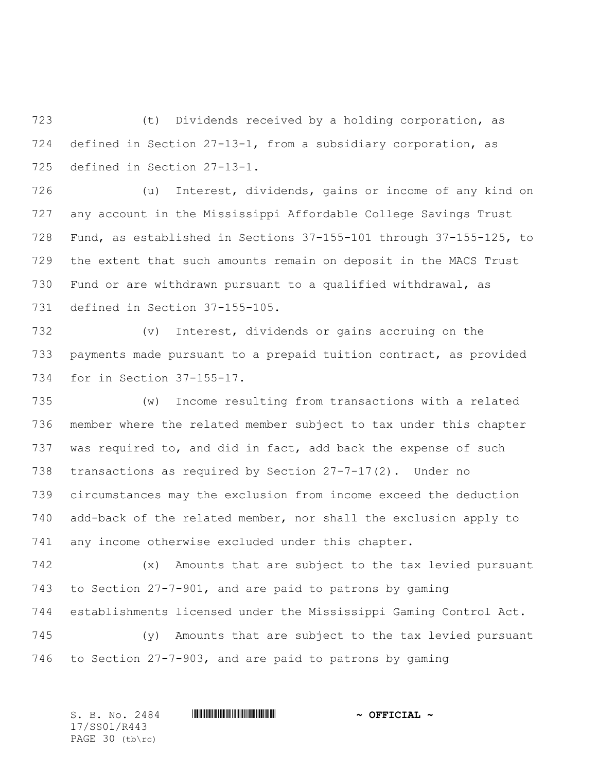(t) Dividends received by a holding corporation, as defined in Section 27-13-1, from a subsidiary corporation, as defined in Section 27-13-1.

(u) Interest, dividends, gains or income of any kind on any account in the Mississippi Affordable College Savings Trust Fund, as established in Sections 37-155-101 through 37-155-125, to the extent that such amounts remain on deposit in the MACS Trust Fund or are withdrawn pursuant to a qualified withdrawal, as defined in Section 37-155-105.

(v) Interest, dividends or gains accruing on the payments made pursuant to a prepaid tuition contract, as provided for in Section 37-155-17.

(w) Income resulting from transactions with a related member where the related member subject to tax under this chapter was required to, and did in fact, add back the expense of such transactions as required by Section 27-7-17(2). Under no circumstances may the exclusion from income exceed the deduction add-back of the related member, nor shall the exclusion apply to any income otherwise excluded under this chapter.

(x) Amounts that are subject to the tax levied pursuant to Section 27-7-901, and are paid to patrons by gaming establishments licensed under the Mississippi Gaming Control Act.

(y) Amounts that are subject to the tax levied pursuant to Section 27-7-903, and are paid to patrons by gaming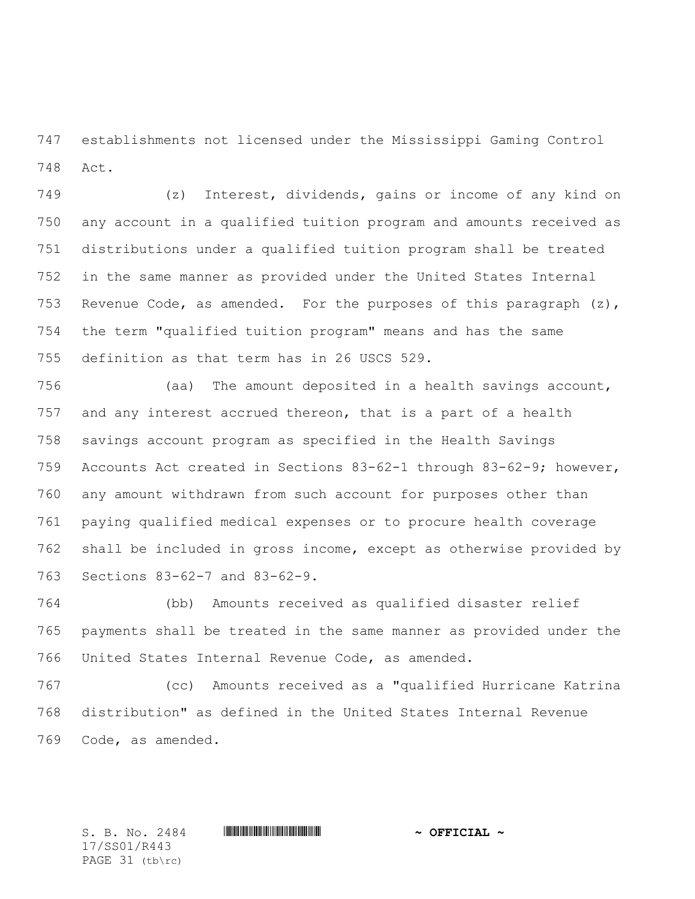establishments not licensed under the Mississippi Gaming Control Act.

(z) Interest, dividends, gains or income of any kind on any account in a qualified tuition program and amounts received as distributions under a qualified tuition program shall be treated in the same manner as provided under the United States Internal Revenue Code, as amended. For the purposes of this paragraph (z), the term "qualified tuition program" means and has the same definition as that term has in 26 USCS 529.

(aa) The amount deposited in a health savings account, and any interest accrued thereon, that is a part of a health savings account program as specified in the Health Savings Accounts Act created in Sections 83-62-1 through 83-62-9; however, any amount withdrawn from such account for purposes other than paying qualified medical expenses or to procure health coverage shall be included in gross income, except as otherwise provided by Sections 83-62-7 and 83-62-9.

(bb) Amounts received as qualified disaster relief payments shall be treated in the same manner as provided under the United States Internal Revenue Code, as amended.

(cc) Amounts received as a "qualified Hurricane Katrina distribution" as defined in the United States Internal Revenue Code, as amended.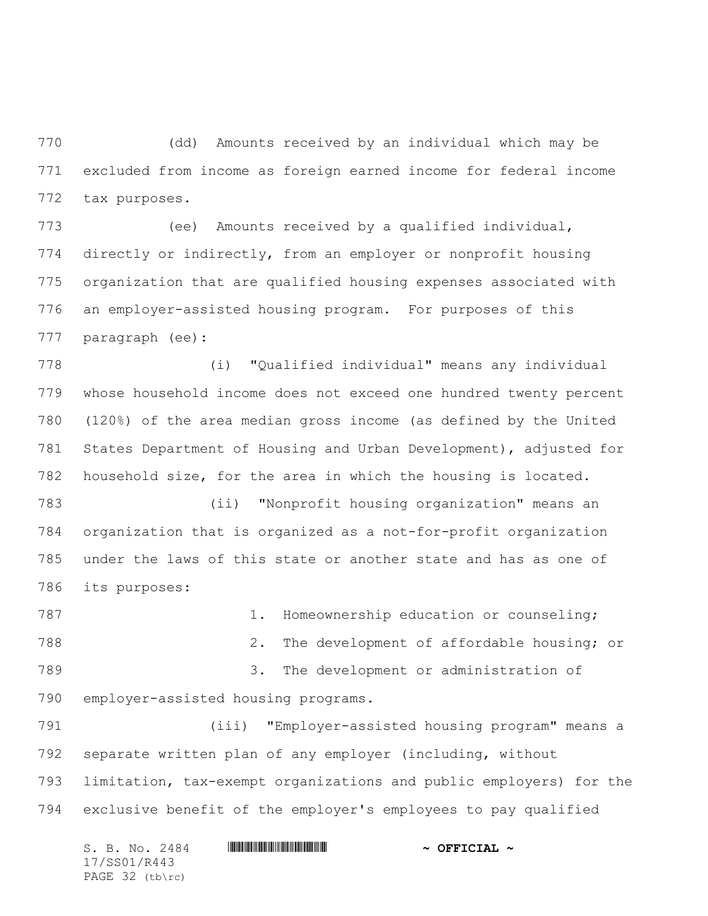(dd) Amounts received by an individual which may be excluded from income as foreign earned income for federal income tax purposes.

(ee) Amounts received by a qualified individual, directly or indirectly, from an employer or nonprofit housing organization that are qualified housing expenses associated with an employer-assisted housing program. For purposes of this paragraph (ee):

(i) "Qualified individual" means any individual whose household income does not exceed one hundred twenty percent (120%) of the area median gross income (as defined by the United States Department of Housing and Urban Development), adjusted for household size, for the area in which the housing is located.

(ii) "Nonprofit housing organization" means an organization that is organized as a not-for-profit organization under the laws of this state or another state and has as one of its purposes:

1. Homeownership education or counseling;

2. The development of affordable housing; or

3. The development or administration of employer-assisted housing programs.

(iii) "Employer-assisted housing program" means a separate written plan of any employer (including, without limitation, tax-exempt organizations and public employers) for the exclusive benefit of the employer's employees to pay qualified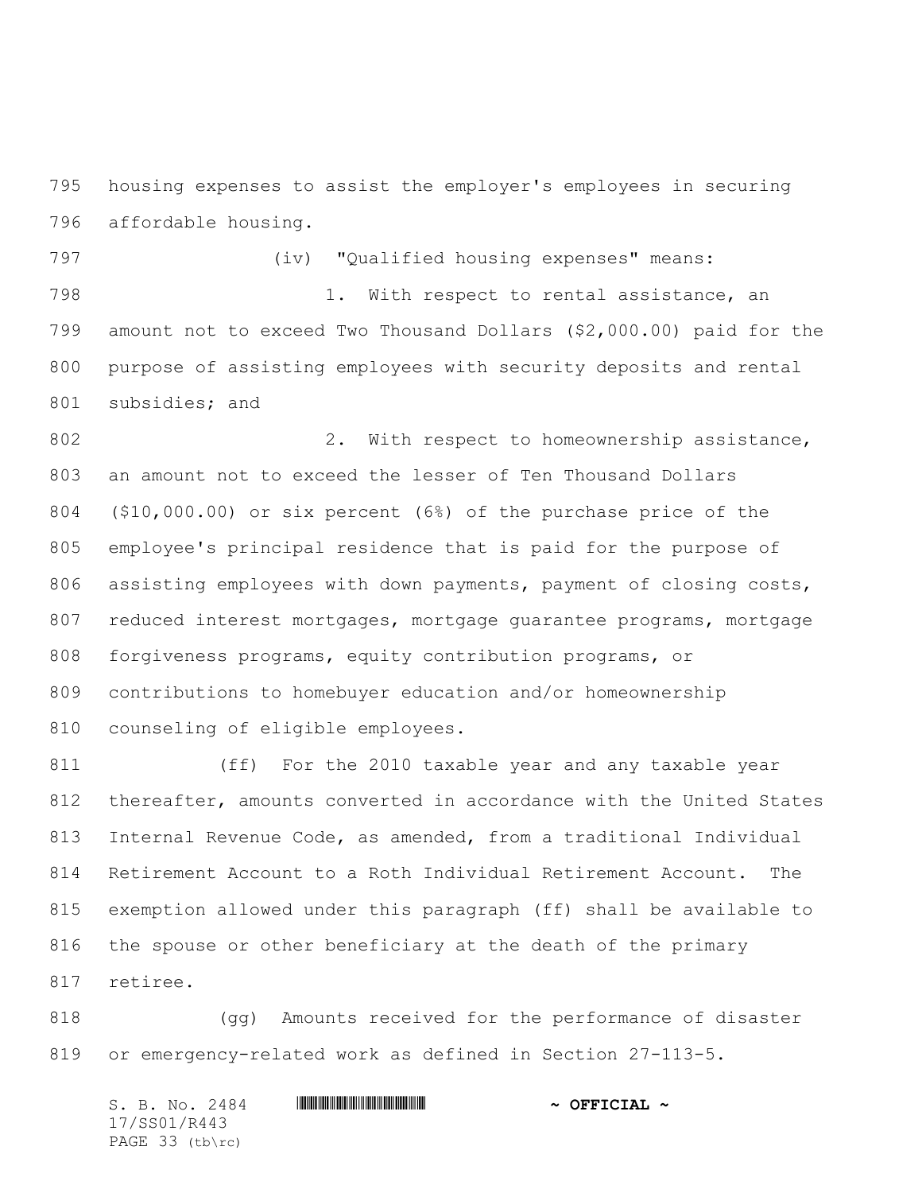housing expenses to assist the employer's employees in securing affordable housing.

(iv) "Qualified housing expenses" means:

1. With respect to rental assistance, an amount not to exceed Two Thousand Dollars ($2,000.00) paid for the purpose of assisting employees with security deposits and rental subsidies; and

2. With respect to homeownership assistance, an amount not to exceed the lesser of Ten Thousand Dollars ($10,000.00) or six percent (6%) of the purchase price of the employee's principal residence that is paid for the purpose of assisting employees with down payments, payment of closing costs, reduced interest mortgages, mortgage guarantee programs, mortgage forgiveness programs, equity contribution programs, or contributions to homebuyer education and/or homeownership counseling of eligible employees.

(ff) For the 2010 taxable year and any taxable year thereafter, amounts converted in accordance with the United States Internal Revenue Code, as amended, from a traditional Individual Retirement Account to a Roth Individual Retirement Account. The exemption allowed under this paragraph (ff) shall be available to the spouse or other beneficiary at the death of the primary retiree.

(gg) Amounts received for the performance of disaster or emergency-related work as defined in Section 27-113-5.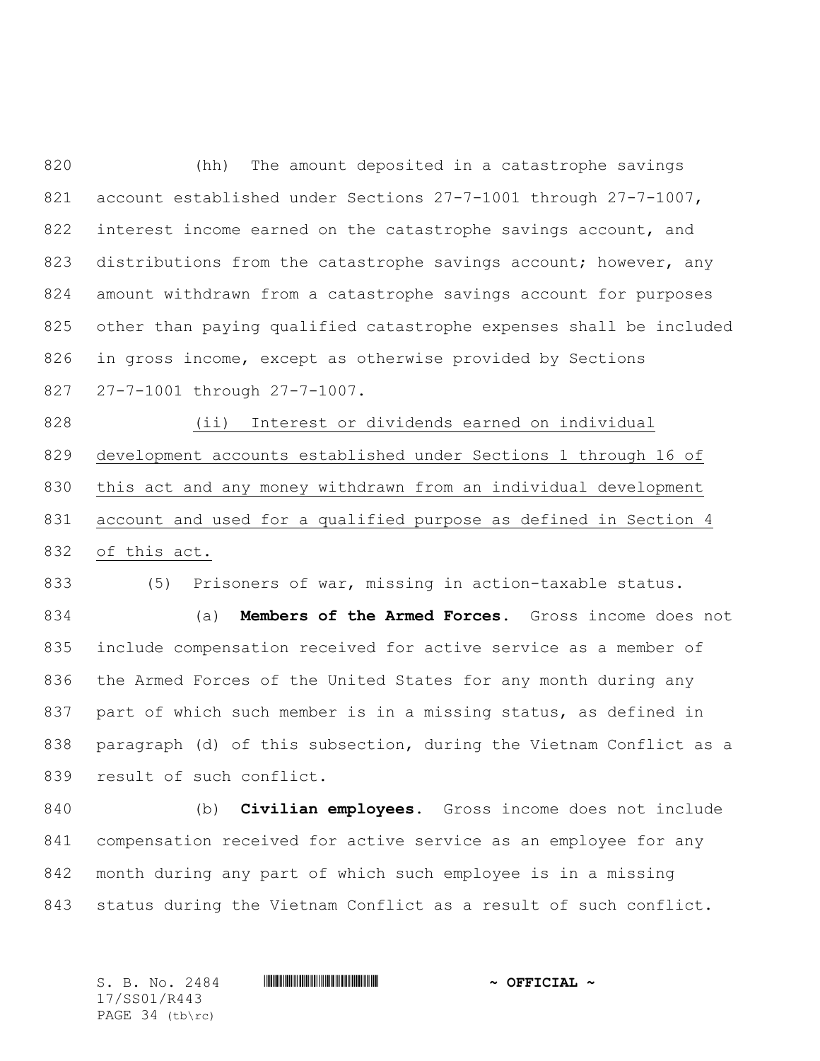(hh) The amount deposited in a catastrophe savings account established under Sections 27-7-1001 through 27-7-1007, interest income earned on the catastrophe savings account, and distributions from the catastrophe savings account; however, any amount withdrawn from a catastrophe savings account for purposes other than paying qualified catastrophe expenses shall be included in gross income, except as otherwise provided by Sections 27-7-1001 through 27-7-1007.

<u>(ii) Interest or dividends earned on individual development accounts established under Sections 1 through 16 of this act and any money withdrawn from an individual development account and used for a qualified purpose as defined in Section 4 of this act.</u>

(5) Prisoners of war, missing in action-taxable status.

(a) **Members of the Armed Forces.** Gross income does not include compensation received for active service as a member of the Armed Forces of the United States for any month during any part of which such member is in a missing status, as defined in paragraph (d) of this subsection, during the Vietnam Conflict as a result of such conflict.

(b) **Civilian employees.** Gross income does not include compensation received for active service as an employee for any month during any part of which such employee is in a missing status during the Vietnam Conflict as a result of such conflict.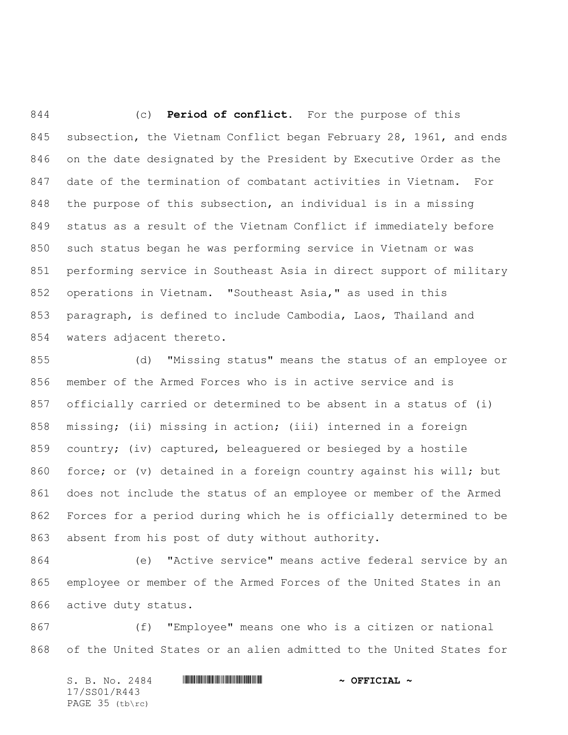(c) **Period of conflict.** For the purpose of this subsection, the Vietnam Conflict began February 28, 1961, and ends on the date designated by the President by Executive Order as the date of the termination of combatant activities in Vietnam. For the purpose of this subsection, an individual is in a missing status as a result of the Vietnam Conflict if immediately before such status began he was performing service in Vietnam or was performing service in Southeast Asia in direct support of military operations in Vietnam. "Southeast Asia," as used in this paragraph, is defined to include Cambodia, Laos, Thailand and waters adjacent thereto.

(d) "Missing status" means the status of an employee or member of the Armed Forces who is in active service and is officially carried or determined to be absent in a status of (i) missing; (ii) missing in action; (iii) interned in a foreign country; (iv) captured, beleaguered or besieged by a hostile force; or (v) detained in a foreign country against his will; but does not include the status of an employee or member of the Armed Forces for a period during which he is officially determined to be absent from his post of duty without authority.

(e) "Active service" means active federal service by an employee or member of the Armed Forces of the United States in an active duty status.

(f) "Employee" means one who is a citizen or national of the United States or an alien admitted to the United States for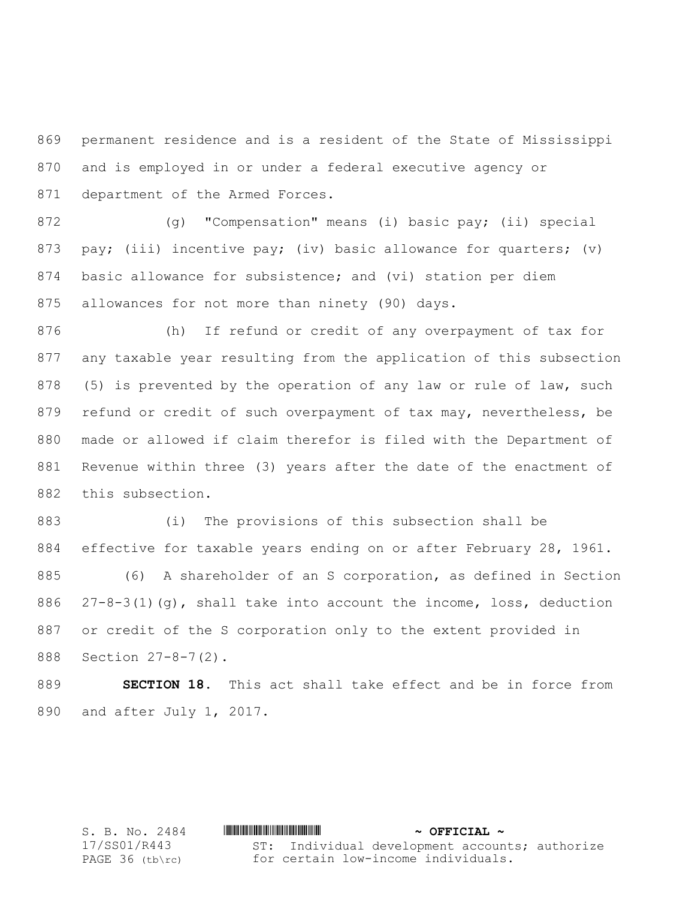permanent residence and is a resident of the State of Mississippi and is employed in or under a federal executive agency or department of the Armed Forces.

(g) "Compensation" means (i) basic pay; (ii) special pay; (iii) incentive pay; (iv) basic allowance for quarters; (v) basic allowance for subsistence; and (vi) station per diem allowances for not more than ninety (90) days.

(h) If refund or credit of any overpayment of tax for any taxable year resulting from the application of this subsection (5) is prevented by the operation of any law or rule of law, such refund or credit of such overpayment of tax may, nevertheless, be made or allowed if claim therefor is filed with the Department of Revenue within three (3) years after the date of the enactment of this subsection.

(i) The provisions of this subsection shall be effective for taxable years ending on or after February 28, 1961.

(6) A shareholder of an S corporation, as defined in Section 27-8-3(1)(g), shall take into account the income, loss, deduction or credit of the S corporation only to the extent provided in Section 27-8-7(2).

**SECTION 18.** This act shall take effect and be in force from and after July 1, 2017.